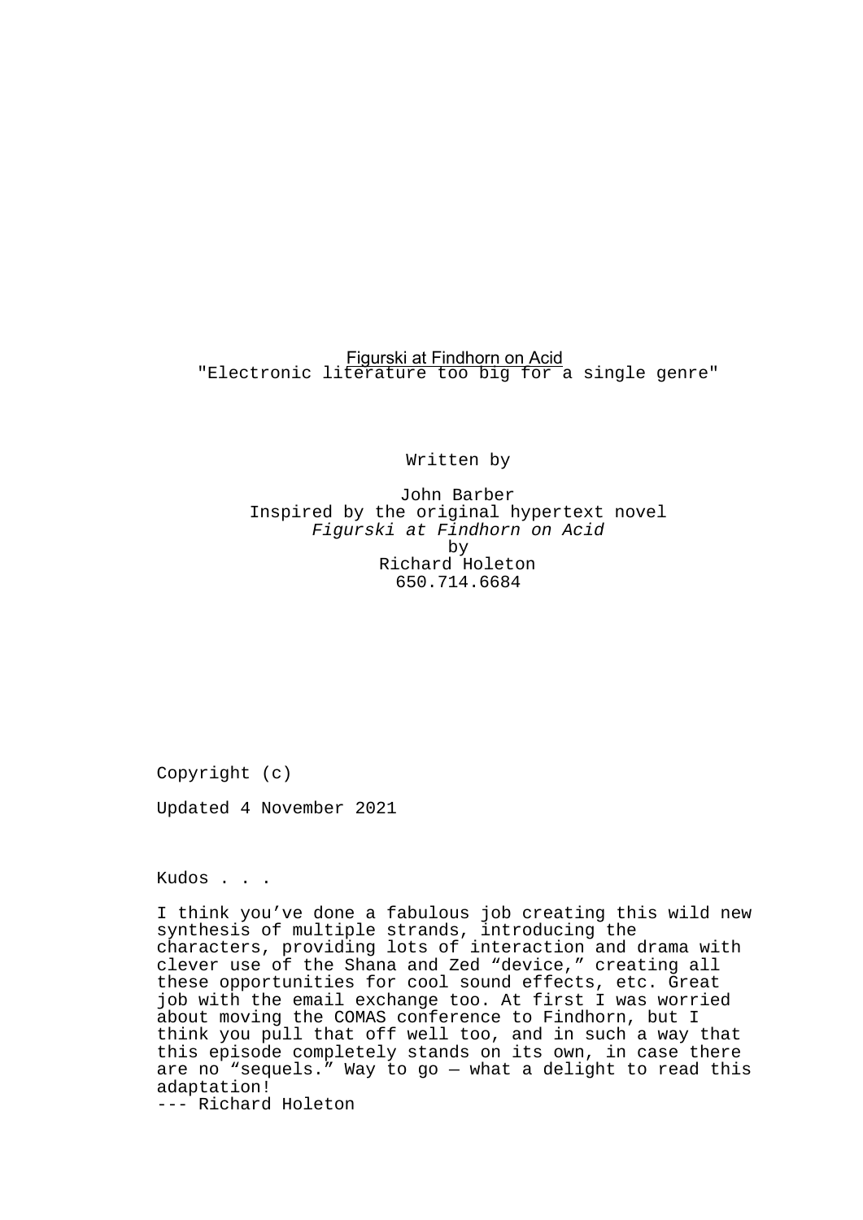# Figurski at Findhorn on Acid

"Electronic literature too big for a single genre"

Written by

John Barber
Inspired by the original hypertext novel
*Figurski at Findhorn on Acid*
by
Richard Holeton
650.714.6684

Copyright (c)

Updated 4 November 2021

Kudos . . .

I think you’ve done a fabulous job creating this wild new synthesis of multiple strands, introducing the characters, providing lots of interaction and drama with clever use of the Shana and Zed “device,” creating all these opportunities for cool sound effects, etc. Great job with the email exchange too. At first I was worried about moving the COMAS conference to Findhorn, but I think you pull that off well too, and in such a way that this episode completely stands on its own, in case there are no “sequels.” Way to go — what a delight to read this adaptation!
--- Richard Holeton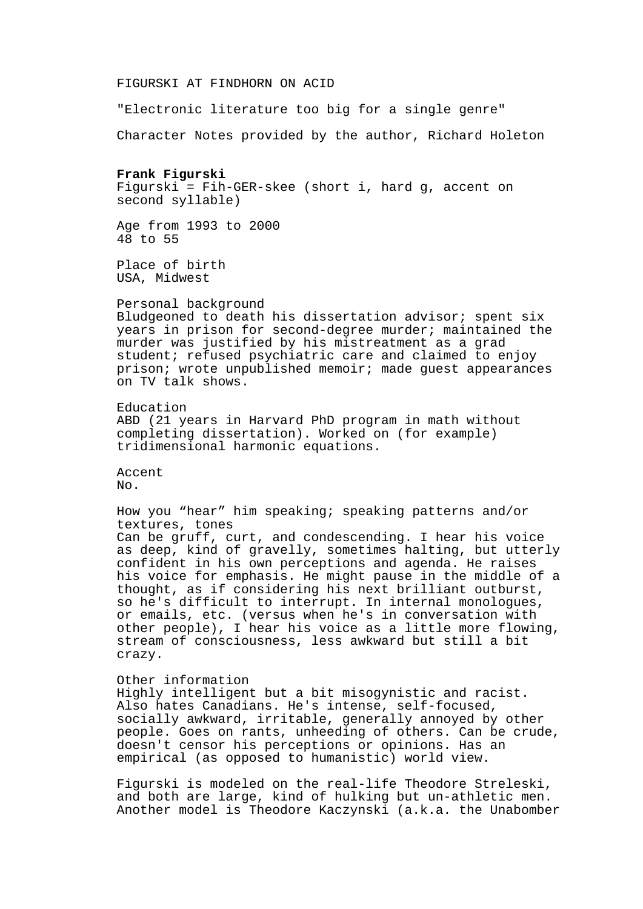FIGURSKI AT FINDHORN ON ACID

"Electronic literature too big for a single genre"

Character Notes provided by the author, Richard Holeton

**Frank Figurski**
Figurski = Fih-GER-skee (short i, hard g, accent on second syllable)

Age from 1993 to 2000
48 to 55

Place of birth
USA, Midwest

Personal background
Bludgeoned to death his dissertation advisor; spent six years in prison for second-degree murder; maintained the murder was justified by his mistreatment as a grad student; refused psychiatric care and claimed to enjoy prison; wrote unpublished memoir; made guest appearances on TV talk shows.

Education
ABD (21 years in Harvard PhD program in math without completing dissertation). Worked on (for example) tridimensional harmonic equations.

Accent
No.

How you “hear” him speaking; speaking patterns and/or textures, tones
Can be gruff, curt, and condescending. I hear his voice as deep, kind of gravelly, sometimes halting, but utterly confident in his own perceptions and agenda. He raises his voice for emphasis. He might pause in the middle of a thought, as if considering his next brilliant outburst, so he's difficult to interrupt. In internal monologues, or emails, etc. (versus when he's in conversation with other people), I hear his voice as a little more flowing, stream of consciousness, less awkward but still a bit crazy.

Other information
Highly intelligent but a bit misogynistic and racist. Also hates Canadians. He's intense, self-focused, socially awkward, irritable, generally annoyed by other people. Goes on rants, unheeding of others. Can be crude, doesn't censor his perceptions or opinions. Has an empirical (as opposed to humanistic) world view.

Figurski is modeled on the real-life Theodore Streleski, and both are large, kind of hulking but un-athletic men. Another model is Theodore Kaczynski (a.k.a. the Unabomber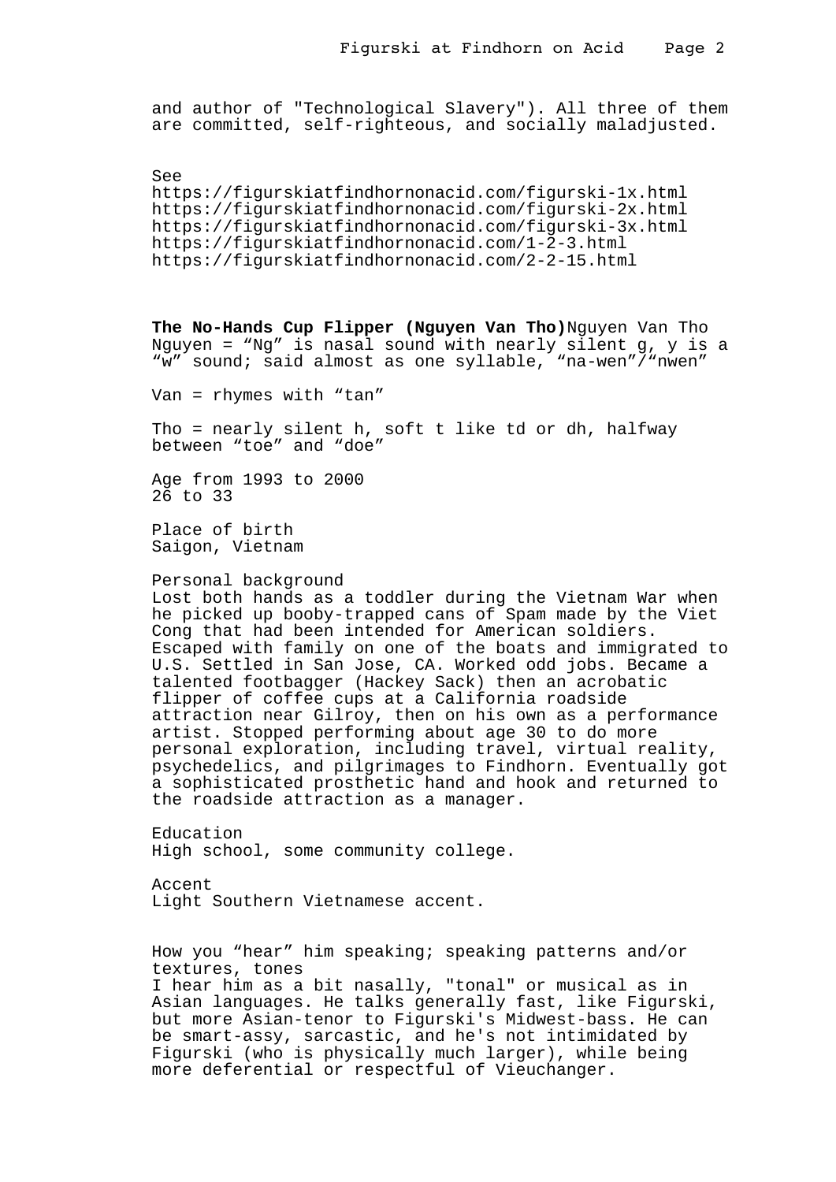and author of "Technological Slavery"). All three of them are committed, self-righteous, and socially maladjusted.

See
https://figurskiatfindhornonacid.com/figurski-1x.html
https://figurskiatfindhornonacid.com/figurski-2x.html
https://figurskiatfindhornonacid.com/figurski-3x.html
https://figurskiatfindhornonacid.com/1-2-3.html
https://figurskiatfindhornonacid.com/2-2-15.html

**The No-Hands Cup Flipper (Nguyen Van Tho)**Nguyen Van Tho
Nguyen = “Ng” is nasal sound with nearly silent g, y is a “w” sound; said almost as one syllable, “na-wen”/“nwen”

Van = rhymes with “tan”

Tho = nearly silent h, soft t like td or dh, halfway between “toe” and “doe”

Age from 1993 to 2000
26 to 33

Place of birth
Saigon, Vietnam

Personal background
Lost both hands as a toddler during the Vietnam War when he picked up booby-trapped cans of Spam made by the Viet Cong that had been intended for American soldiers. Escaped with family on one of the boats and immigrated to U.S. Settled in San Jose, CA. Worked odd jobs. Became a talented footbagger (Hackey Sack) then an acrobatic flipper of coffee cups at a California roadside attraction near Gilroy, then on his own as a performance artist. Stopped performing about age 30 to do more personal exploration, including travel, virtual reality, psychedelics, and pilgrimages to Findhorn. Eventually got a sophisticated prosthetic hand and hook and returned to the roadside attraction as a manager.

Education
High school, some community college.

Accent
Light Southern Vietnamese accent.

How you “hear” him speaking; speaking patterns and/or textures, tones
I hear him as a bit nasally, "tonal" or musical as in Asian languages. He talks generally fast, like Figurski, but more Asian-tenor to Figurski's Midwest-bass. He can be smart-assy, sarcastic, and he's not intimidated by Figurski (who is physically much larger), while being more deferential or respectful of Vieuchanger.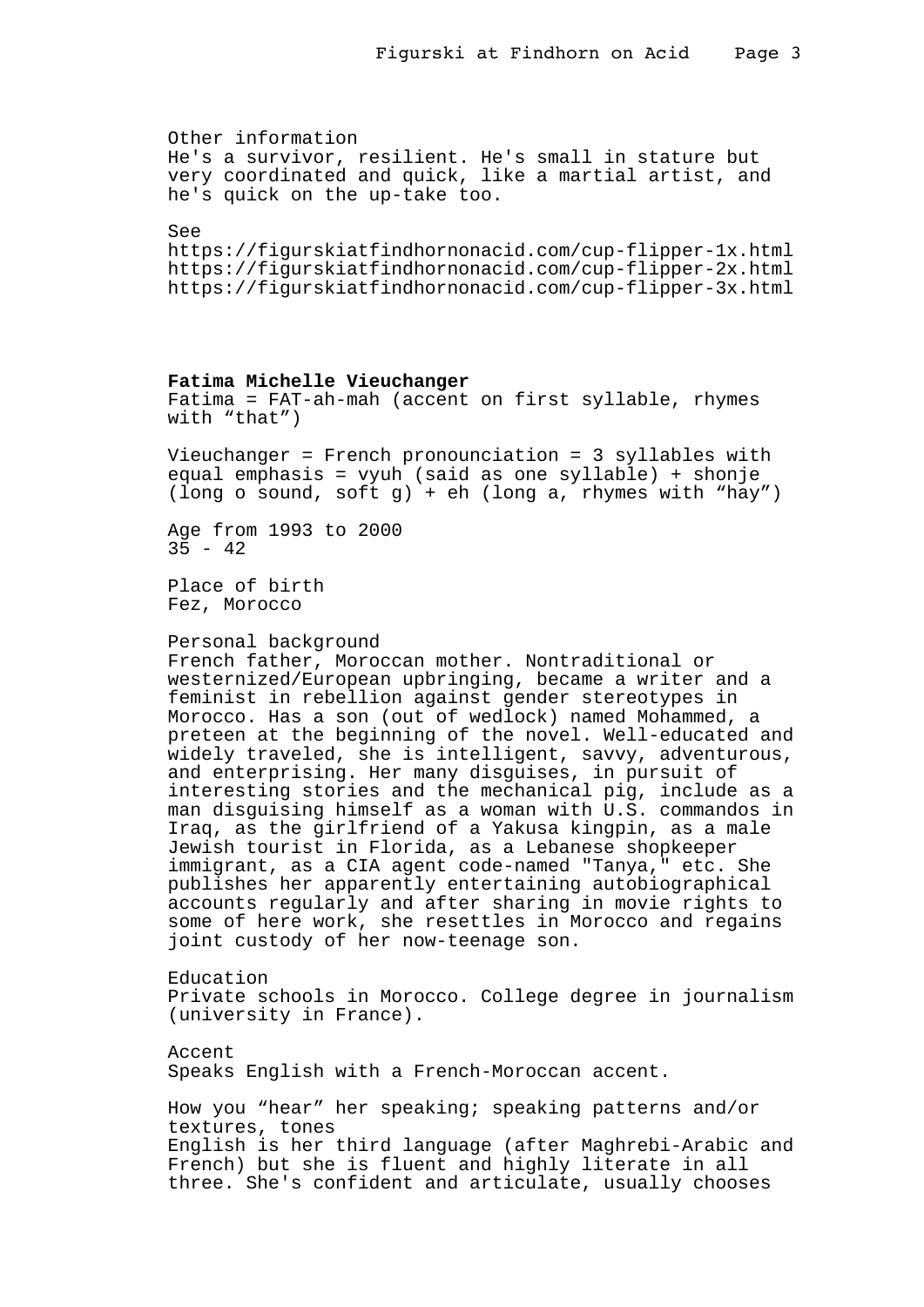Other information
He's a survivor, resilient. He's small in stature but very coordinated and quick, like a martial artist, and he's quick on the up-take too.

See
https://figurskiatfindhornonacid.com/cup-flipper-1x.html
https://figurskiatfindhornonacid.com/cup-flipper-2x.html
https://figurskiatfindhornonacid.com/cup-flipper-3x.html

**Fatima Michelle Vieuchanger**
Fatima = FAT-ah-mah (accent on first syllable, rhymes with “that”)

Vieuchanger = French pronounciation = 3 syllables with equal emphasis = vyuh (said as one syllable) + shonje (long o sound, soft g) + eh (long a, rhymes with “hay”)

Age from 1993 to 2000
35 - 42

Place of birth
Fez, Morocco

Personal background
French father, Moroccan mother. Nontraditional or westernized/European upbringing, became a writer and a feminist in rebellion against gender stereotypes in Morocco. Has a son (out of wedlock) named Mohammed, a preteen at the beginning of the novel. Well-educated and widely traveled, she is intelligent, savvy, adventurous, and enterprising. Her many disguises, in pursuit of interesting stories and the mechanical pig, include as a man disguising himself as a woman with U.S. commandos in Iraq, as the girlfriend of a Yakusa kingpin, as a male Jewish tourist in Florida, as a Lebanese shopkeeper immigrant, as a CIA agent code-named "Tanya," etc. She publishes her apparently entertaining autobiographical accounts regularly and after sharing in movie rights to some of here work, she resettles in Morocco and regains joint custody of her now-teenage son.

Education
Private schools in Morocco. College degree in journalism (university in France).

Accent
Speaks English with a French-Moroccan accent.

How you “hear” her speaking; speaking patterns and/or textures, tones
English is her third language (after Maghrebi-Arabic and French) but she is fluent and highly literate in all three. She's confident and articulate, usually chooses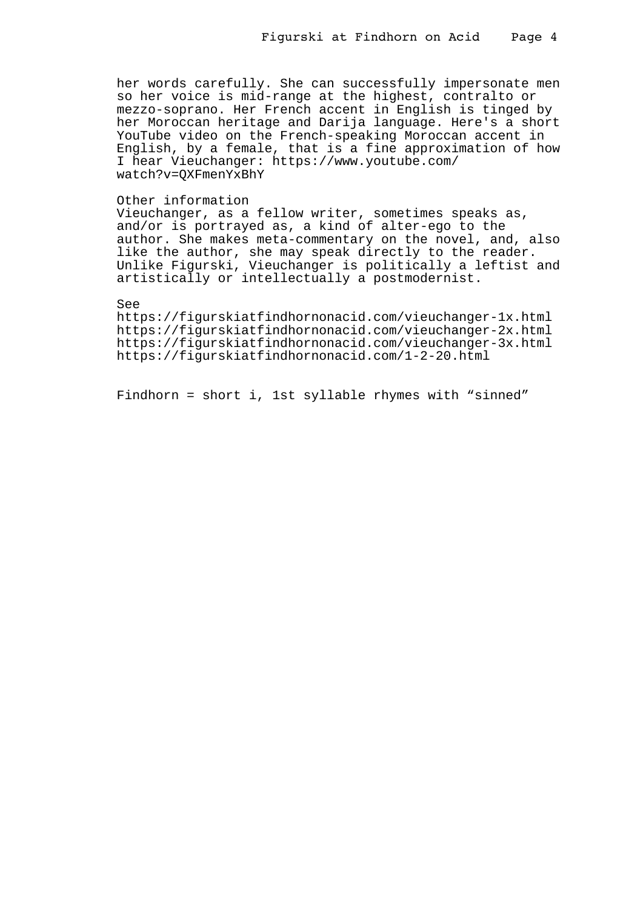her words carefully. She can successfully impersonate men so her voice is mid-range at the highest, contralto or mezzo-soprano. Her French accent in English is tinged by her Moroccan heritage and Darija language. Here's a short YouTube video on the French-speaking Moroccan accent in English, by a female, that is a fine approximation of how I hear Vieuchanger: https://www.youtube.com/watch?v=QXFmenYxBhY

Other information
Vieuchanger, as a fellow writer, sometimes speaks as, and/or is portrayed as, a kind of alter-ego to the author. She makes meta-commentary on the novel, and, also like the author, she may speak directly to the reader. Unlike Figurski, Vieuchanger is politically a leftist and artistically or intellectually a postmodernist.

See
https://figurskiatfindhornonacid.com/vieuchanger-1x.html
https://figurskiatfindhornonacid.com/vieuchanger-2x.html
https://figurskiatfindhornonacid.com/vieuchanger-3x.html
https://figurskiatfindhornonacid.com/1-2-20.html

Findhorn = short i, 1st syllable rhymes with “sinned”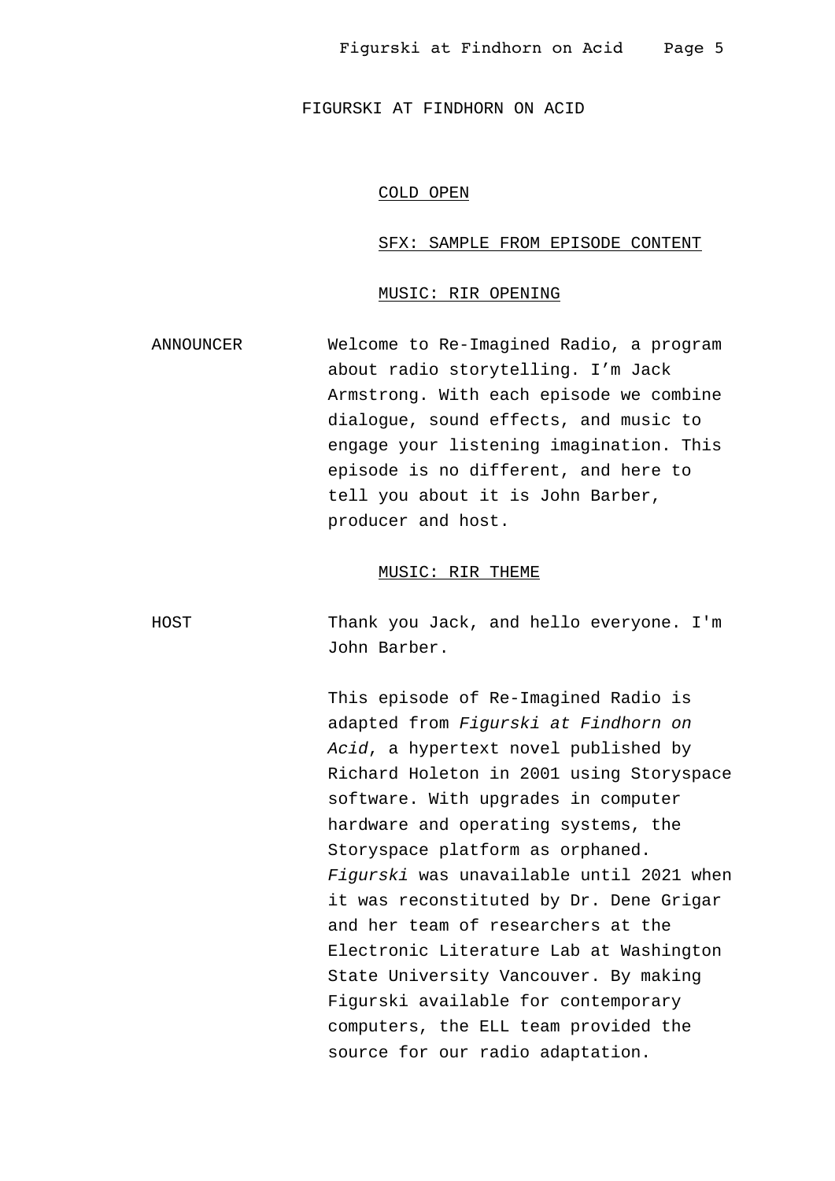FIGURSKI AT FINDHORN ON ACID

COLD OPEN

SFX: SAMPLE FROM EPISODE CONTENT

MUSIC: RIR OPENING

ANNOUNCER Welcome to Re-Imagined Radio, a program about radio storytelling. I'm Jack Armstrong. With each episode we combine dialogue, sound effects, and music to engage your listening imagination. This episode is no different, and here to tell you about it is John Barber, producer and host.

MUSIC: RIR THEME

HOST Thank you Jack, and hello everyone. I'm John Barber.

This episode of Re-Imagined Radio is adapted from *Figurski at Findhorn on Acid*, a hypertext novel published by Richard Holeton in 2001 using Storyspace software. With upgrades in computer hardware and operating systems, the Storyspace platform as orphaned. *Figurski* was unavailable until 2021 when it was reconstituted by Dr. Dene Grigar and her team of researchers at the Electronic Literature Lab at Washington State University Vancouver. By making Figurski available for contemporary computers, the ELL team provided the source for our radio adaptation.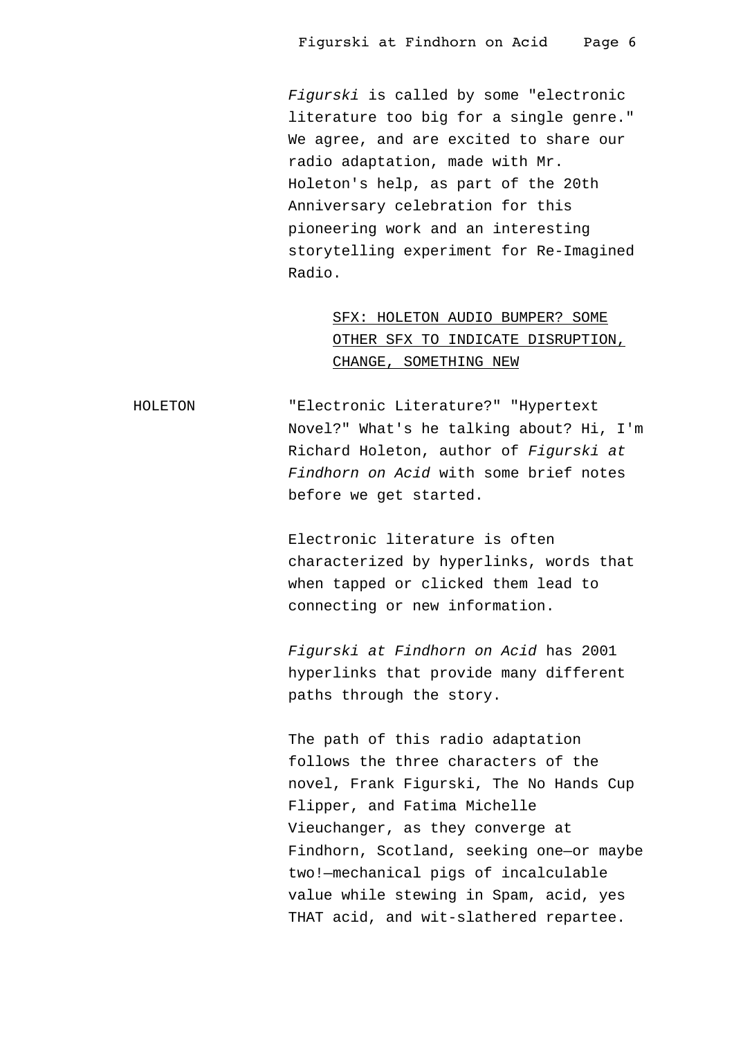*Figurski* is called by some "electronic literature too big for a single genre." We agree, and are excited to share our radio adaptation, made with Mr. Holeton's help, as part of the 20th Anniversary celebration for this pioneering work and an interesting storytelling experiment for Re-Imagined Radio.

<u>SFX: HOLETON AUDIO BUMPER? SOME OTHER SFX TO INDICATE DISRUPTION, CHANGE, SOMETHING NEW</u>

HOLETON

"Electronic Literature?" "Hypertext Novel?" What's he talking about? Hi, I'm Richard Holeton, author of *Figurski at Findhorn on Acid* with some brief notes before we get started.

Electronic literature is often characterized by hyperlinks, words that when tapped or clicked them lead to connecting or new information.

*Figurski at Findhorn on Acid* has 2001 hyperlinks that provide many different paths through the story.

The path of this radio adaptation follows the three characters of the novel, Frank Figurski, The No Hands Cup Flipper, and Fatima Michelle Vieuchanger, as they converge at Findhorn, Scotland, seeking one—or maybe two!—mechanical pigs of incalculable value while stewing in Spam, acid, yes THAT acid, and wit-slathered repartee.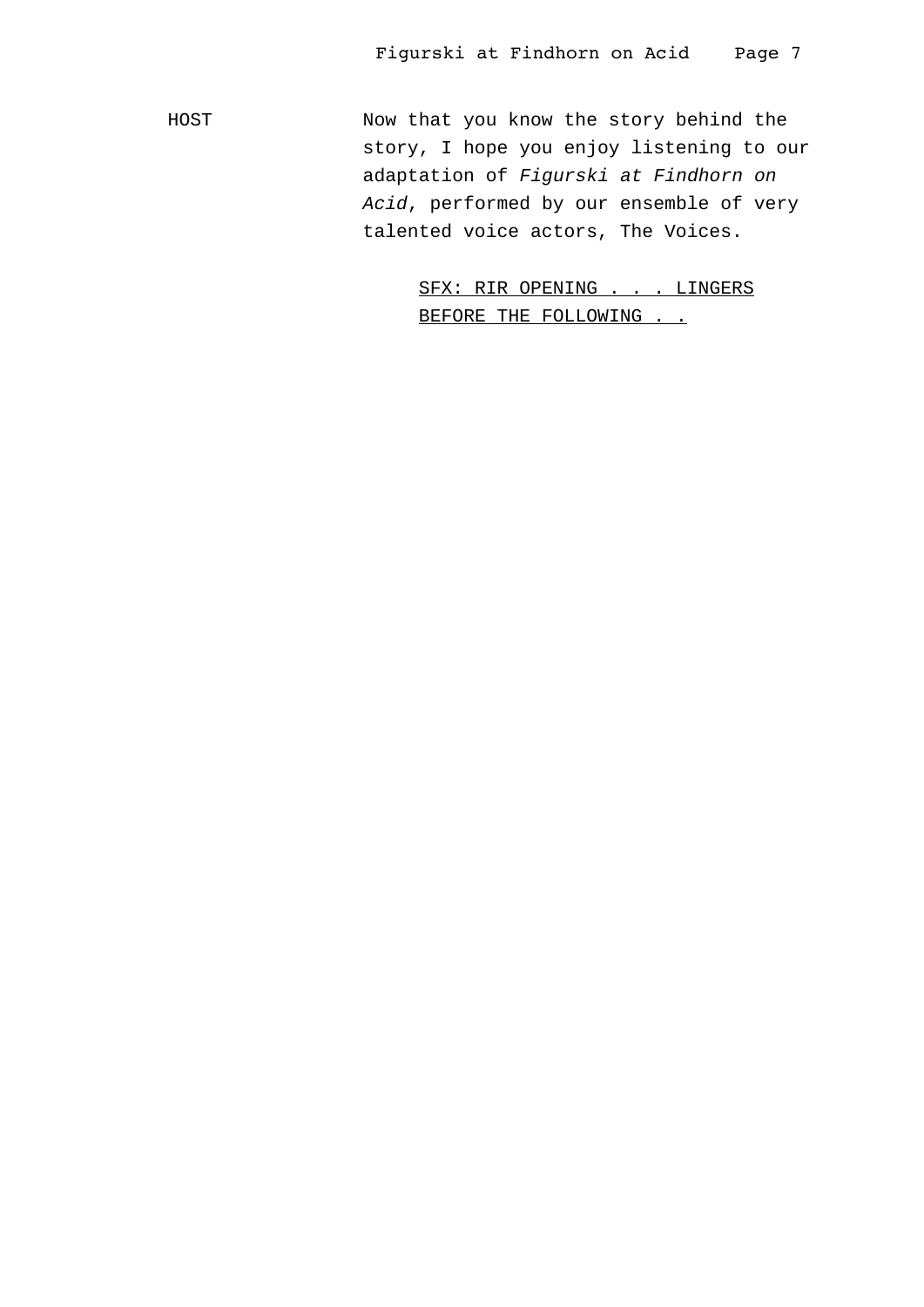HOST Now that you know the story behind the story, I hope you enjoy listening to our adaptation of *Figurski at Findhorn on Acid*, performed by our ensemble of very talented voice actors, The Voices.

<u>SFX: RIR OPENING . . . LINGERS BEFORE THE FOLLOWING . .</u>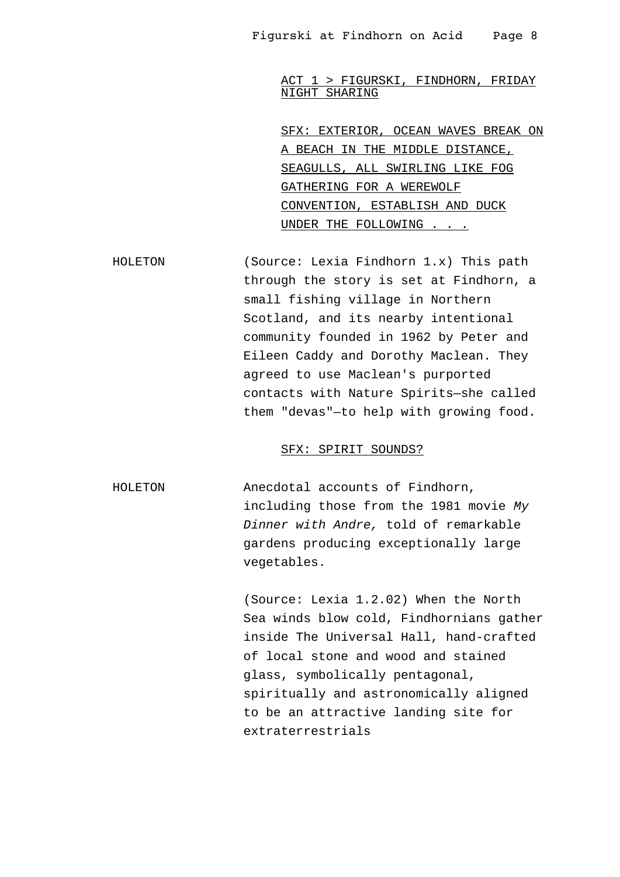ACT 1 > FIGURSKI, FINDHORN, FRIDAY NIGHT SHARING

SFX: EXTERIOR, OCEAN WAVES BREAK ON A BEACH IN THE MIDDLE DISTANCE, SEAGULLS, ALL SWIRLING LIKE FOG GATHERING FOR A WEREWOLF CONVENTION, ESTABLISH AND DUCK UNDER THE FOLLOWING . . .

HOLETON (Source: Lexia Findhorn 1.x) This path through the story is set at Findhorn, a small fishing village in Northern Scotland, and its nearby intentional community founded in 1962 by Peter and Eileen Caddy and Dorothy Maclean. They agreed to use Maclean's purported contacts with Nature Spirits—she called them "devas"—to help with growing food.

SFX: SPIRIT SOUNDS?

HOLETON Anecdotal accounts of Findhorn, including those from the 1981 movie *My Dinner with Andre,* told of remarkable gardens producing exceptionally large vegetables.

(Source: Lexia 1.2.02) When the North Sea winds blow cold, Findhornians gather inside The Universal Hall, hand-crafted of local stone and wood and stained glass, symbolically pentagonal, spiritually and astronomically aligned to be an attractive landing site for extraterrestrials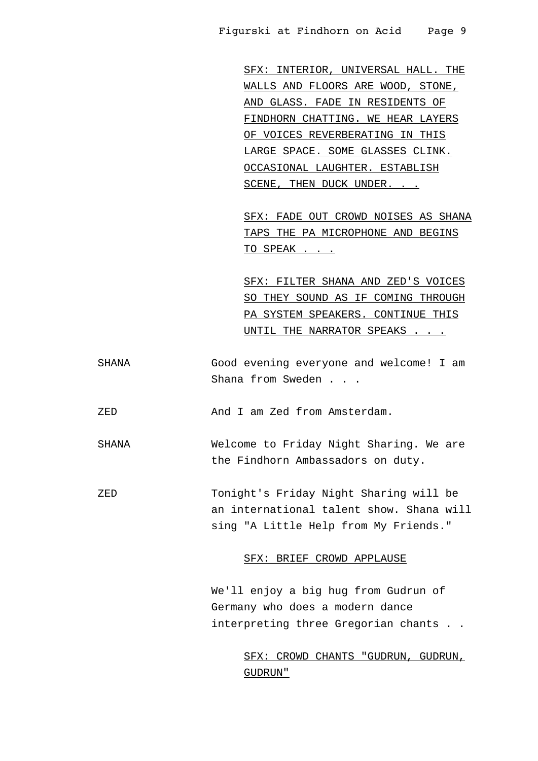SFX: INTERIOR, UNIVERSAL HALL. THE WALLS AND FLOORS ARE WOOD, STONE, AND GLASS. FADE IN RESIDENTS OF FINDHORN CHATTING. WE HEAR LAYERS OF VOICES REVERBERATING IN THIS LARGE SPACE. SOME GLASSES CLINK. OCCASIONAL LAUGHTER. ESTABLISH SCENE, THEN DUCK UNDER. . .

SFX: FADE OUT CROWD NOISES AS SHANA TAPS THE PA MICROPHONE AND BEGINS TO SPEAK . . .

SFX: FILTER SHANA AND ZED'S VOICES SO THEY SOUND AS IF COMING THROUGH PA SYSTEM SPEAKERS. CONTINUE THIS UNTIL THE NARRATOR SPEAKS . . .

SHANA: Good evening everyone and welcome! I am Shana from Sweden . . .

ZED: And I am Zed from Amsterdam.

SHANA: Welcome to Friday Night Sharing. We are the Findhorn Ambassadors on duty.

ZED: Tonight's Friday Night Sharing will be an international talent show. Shana will sing "A Little Help from My Friends."

SFX: BRIEF CROWD APPLAUSE

We'll enjoy a big hug from Gudrun of Germany who does a modern dance interpreting three Gregorian chants . .

SFX: CROWD CHANTS "GUDRUN, GUDRUN, GUDRUN"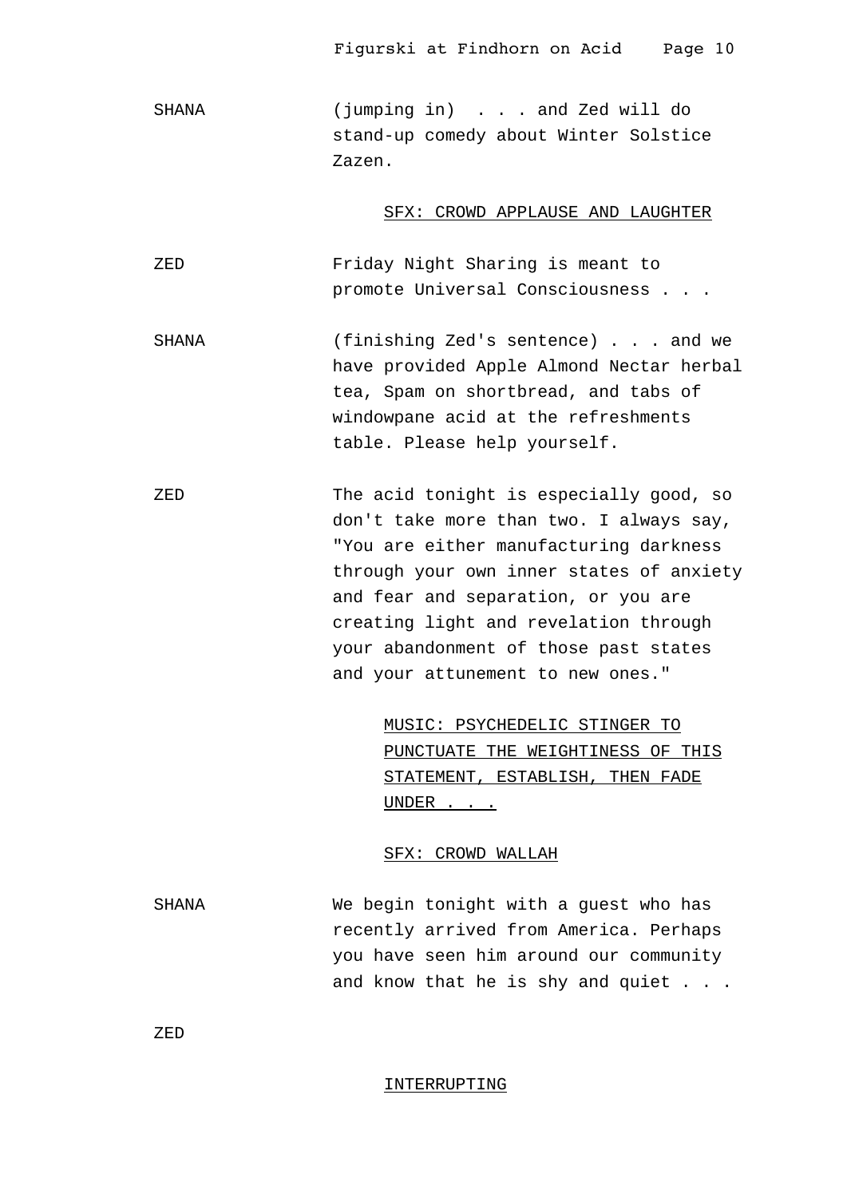SHANA (jumping in) . . . and Zed will do stand-up comedy about Winter Solstice Zazen.

SFX: CROWD APPLAUSE AND LAUGHTER

ZED Friday Night Sharing is meant to promote Universal Consciousness . . .

SHANA (finishing Zed's sentence) . . . and we have provided Apple Almond Nectar herbal tea, Spam on shortbread, and tabs of windowpane acid at the refreshments table. Please help yourself.

ZED The acid tonight is especially good, so don't take more than two. I always say, "You are either manufacturing darkness through your own inner states of anxiety and fear and separation, or you are creating light and revelation through your abandonment of those past states and your attunement to new ones."

MUSIC: PSYCHEDELIC STINGER TO PUNCTUATE THE WEIGHTINESS OF THIS STATEMENT, ESTABLISH, THEN FADE UNDER . . .

SFX: CROWD WALLAH

SHANA We begin tonight with a guest who has recently arrived from America. Perhaps you have seen him around our community and know that he is shy and quiet . . .

ZED

INTERRUPTING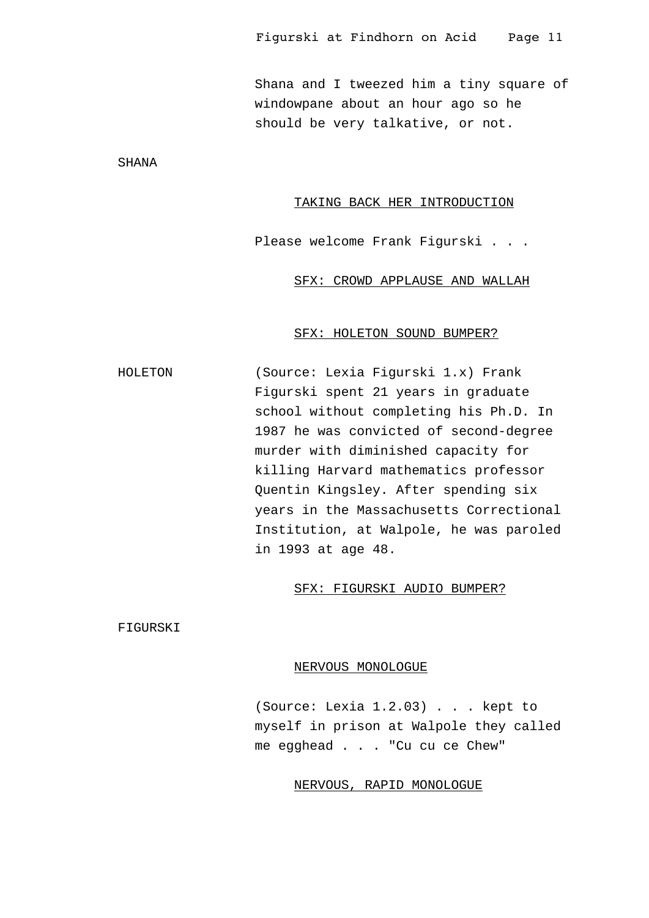Shana and I tweezed him a tiny square of windowpane about an hour ago so he should be very talkative, or not.

SHANA

<u>TAKING BACK HER INTRODUCTION</u>

Please welcome Frank Figurski . . .

<u>SFX: CROWD APPLAUSE AND WALLAH</u>

<u>SFX: HOLETON SOUND BUMPER?</u>

HOLETON

(Source: Lexia Figurski 1.x) Frank Figurski spent 21 years in graduate school without completing his Ph.D. In 1987 he was convicted of second-degree murder with diminished capacity for killing Harvard mathematics professor Quentin Kingsley. After spending six years in the Massachusetts Correctional Institution, at Walpole, he was paroled in 1993 at age 48.

<u>SFX: FIGURSKI AUDIO BUMPER?</u>

FIGURSKI

<u>NERVOUS MONOLOGUE</u>

(Source: Lexia 1.2.03) . . . kept to myself in prison at Walpole they called me egghead . . . "Cu cu ce Chew"

<u>NERVOUS, RAPID MONOLOGUE</u>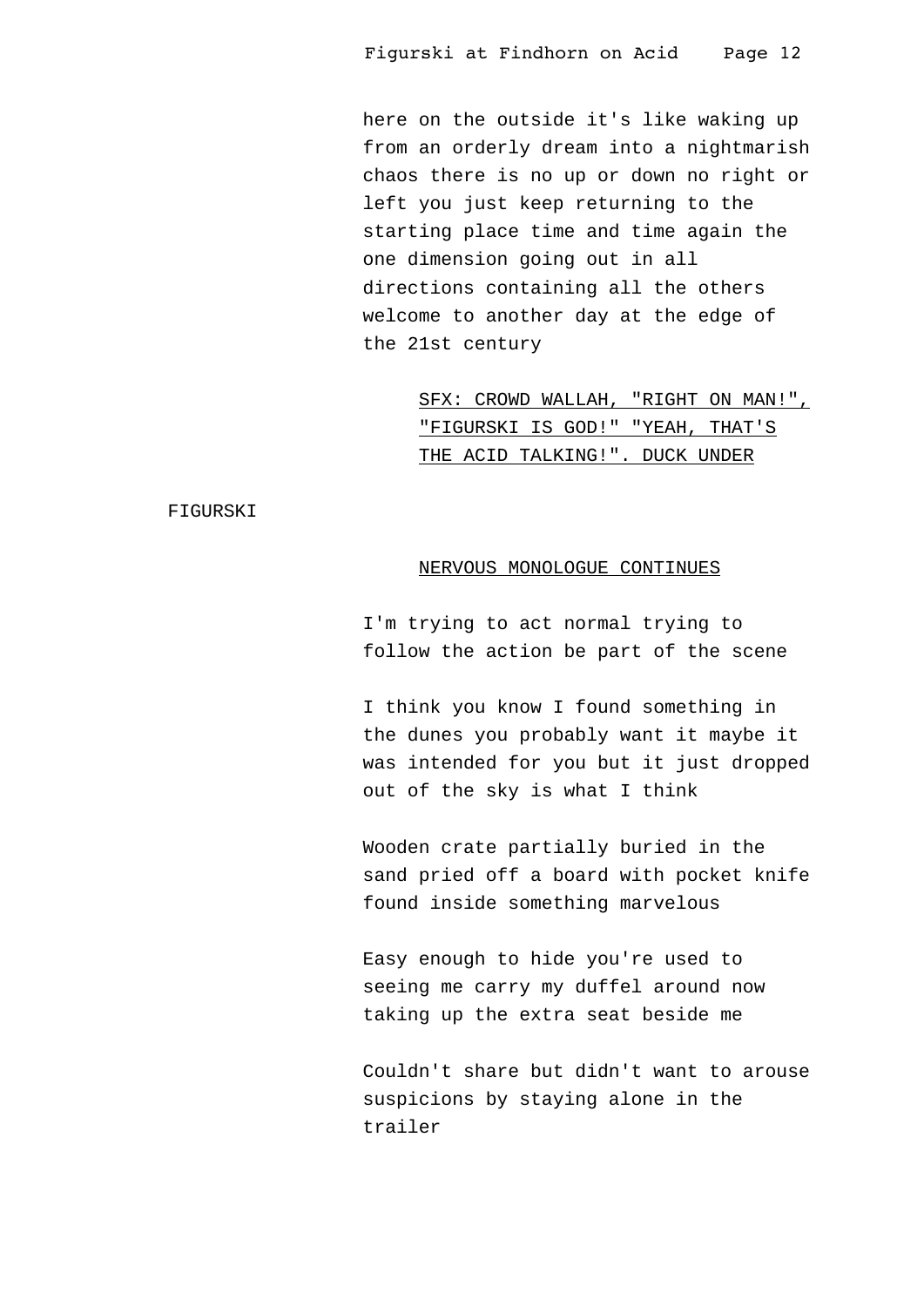here on the outside it's like waking up from an orderly dream into a nightmarish chaos there is no up or down no right or left you just keep returning to the starting place time and time again the one dimension going out in all directions containing all the others welcome to another day at the edge of the 21st century

<u>SFX: CROWD WALLAH, "RIGHT ON MAN!", "FIGURSKI IS GOD!" "YEAH, THAT'S THE ACID TALKING!". DUCK UNDER</u>

FIGURSKI

<u>NERVOUS MONOLOGUE CONTINUES</u>

I'm trying to act normal trying to follow the action be part of the scene

I think you know I found something in the dunes you probably want it maybe it was intended for you but it just dropped out of the sky is what I think

Wooden crate partially buried in the sand pried off a board with pocket knife found inside something marvelous

Easy enough to hide you're used to seeing me carry my duffel around now taking up the extra seat beside me

Couldn't share but didn't want to arouse suspicions by staying alone in the trailer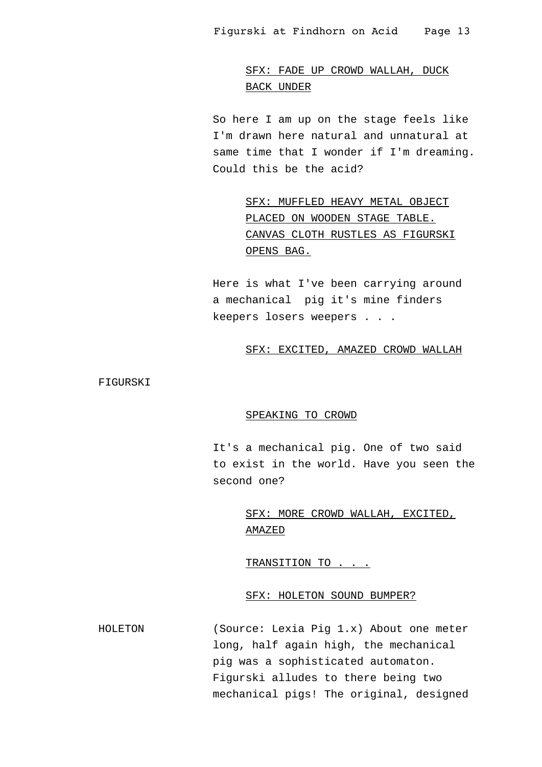SFX: FADE UP CROWD WALLAH, DUCK BACK UNDER

So here I am up on the stage feels like I'm drawn here natural and unnatural at same time that I wonder if I'm dreaming. Could this be the acid?

SFX: MUFFLED HEAVY METAL OBJECT PLACED ON WOODEN STAGE TABLE. CANVAS CLOTH RUSTLES AS FIGURSKI OPENS BAG.

Here is what I've been carrying around a mechanical  pig it's mine finders keepers losers weepers . . .

SFX: EXCITED, AMAZED CROWD WALLAH

FIGURSKI

SPEAKING TO CROWD

It's a mechanical pig. One of two said to exist in the world. Have you seen the second one?

SFX: MORE CROWD WALLAH, EXCITED, AMAZED

TRANSITION TO . . .

SFX: HOLETON SOUND BUMPER?

HOLETON (Source: Lexia Pig 1.x) About one meter long, half again high, the mechanical pig was a sophisticated automaton. Figurski alludes to there being two mechanical pigs! The original, designed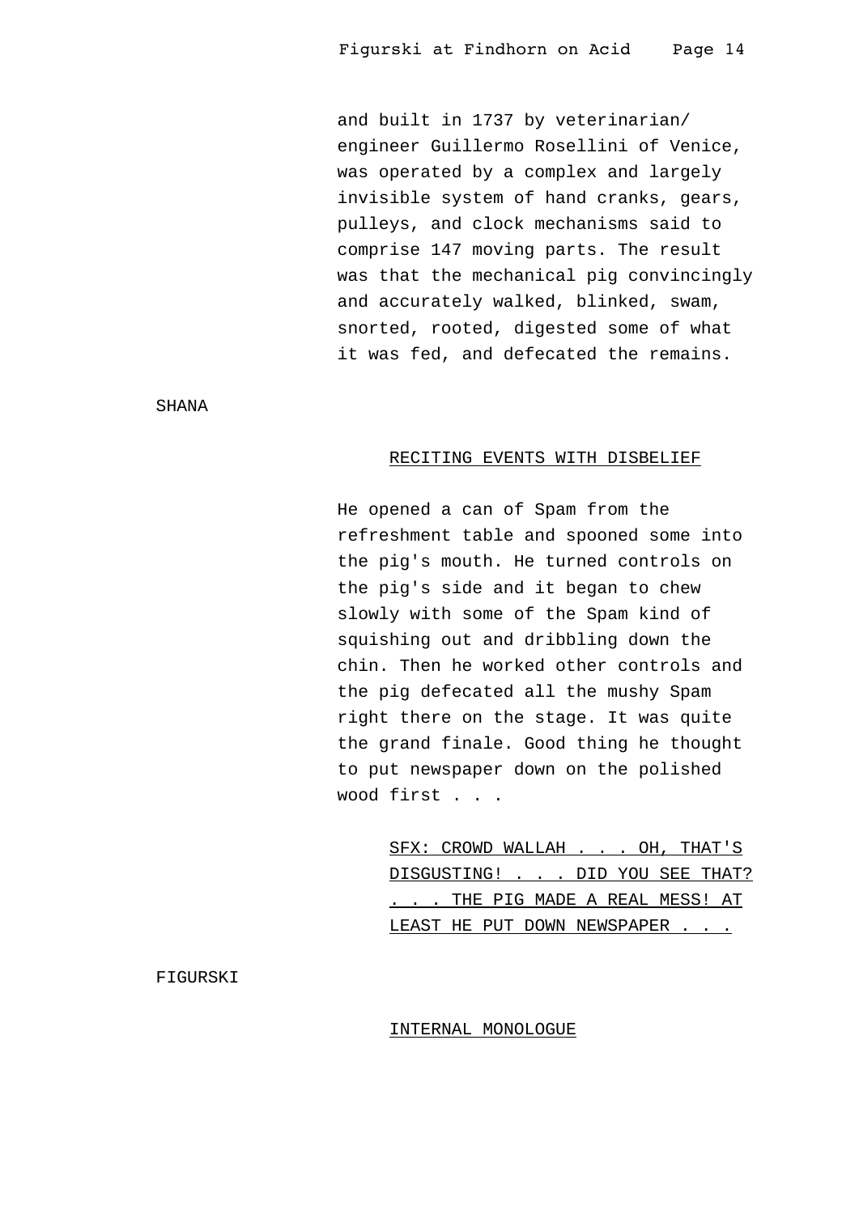and built in 1737 by veterinarian/ engineer Guillermo Rosellini of Venice, was operated by a complex and largely invisible system of hand cranks, gears, pulleys, and clock mechanisms said to comprise 147 moving parts. The result was that the mechanical pig convincingly and accurately walked, blinked, swam, snorted, rooted, digested some of what it was fed, and defecated the remains.

SHANA

<u>RECITING EVENTS WITH DISBELIEF</u>

He opened a can of Spam from the refreshment table and spooned some into the pig's mouth. He turned controls on the pig's side and it began to chew slowly with some of the Spam kind of squishing out and dribbling down the chin. Then he worked other controls and the pig defecated all the mushy Spam right there on the stage. It was quite the grand finale. Good thing he thought to put newspaper down on the polished wood first . . .

<u>SFX: CROWD WALLAH . . . OH, THAT'S DISGUSTING! . . . DID YOU SEE THAT? . . . THE PIG MADE A REAL MESS! AT LEAST HE PUT DOWN NEWSPAPER . . .</u>

FIGURSKI

<u>INTERNAL MONOLOGUE</u>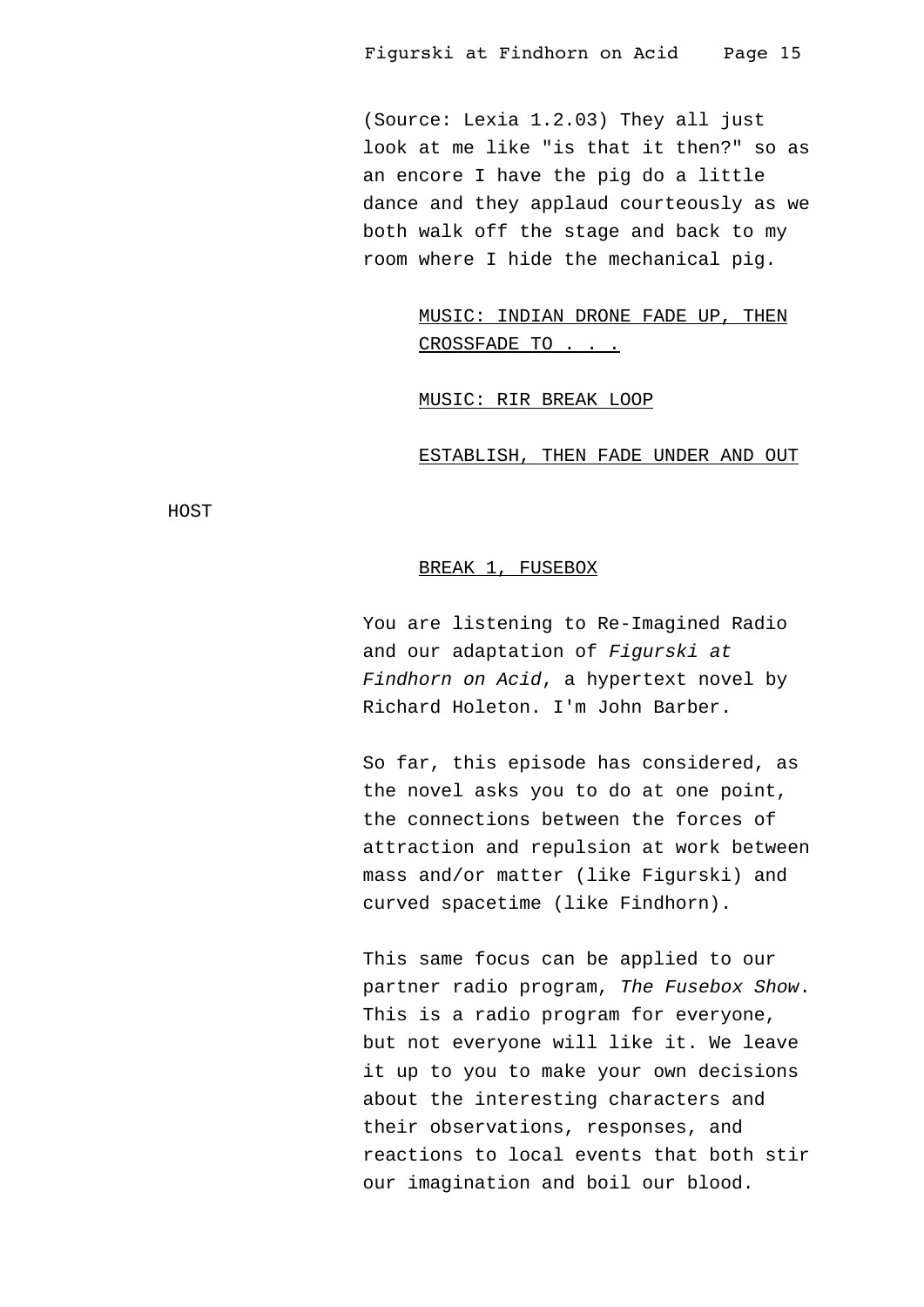(Source: Lexia 1.2.03) They all just look at me like "is that it then?" so as an encore I have the pig do a little dance and they applaud courteously as we both walk off the stage and back to my room where I hide the mechanical pig.

<u>MUSIC: INDIAN DRONE FADE UP, THEN CROSSFADE TO . . .</u>

<u>MUSIC: RIR BREAK LOOP</u>

<u>ESTABLISH, THEN FADE UNDER AND OUT</u>

HOST

<u>BREAK 1, FUSEBOX</u>

You are listening to Re-Imagined Radio and our adaptation of *Figurski at Findhorn on Acid*, a hypertext novel by Richard Holeton. I'm John Barber.

So far, this episode has considered, as the novel asks you to do at one point, the connections between the forces of attraction and repulsion at work between mass and/or matter (like Figurski) and curved spacetime (like Findhorn).

This same focus can be applied to our partner radio program, *The Fusebox Show*. This is a radio program for everyone, but not everyone will like it. We leave it up to you to make your own decisions about the interesting characters and their observations, responses, and reactions to local events that both stir our imagination and boil our blood.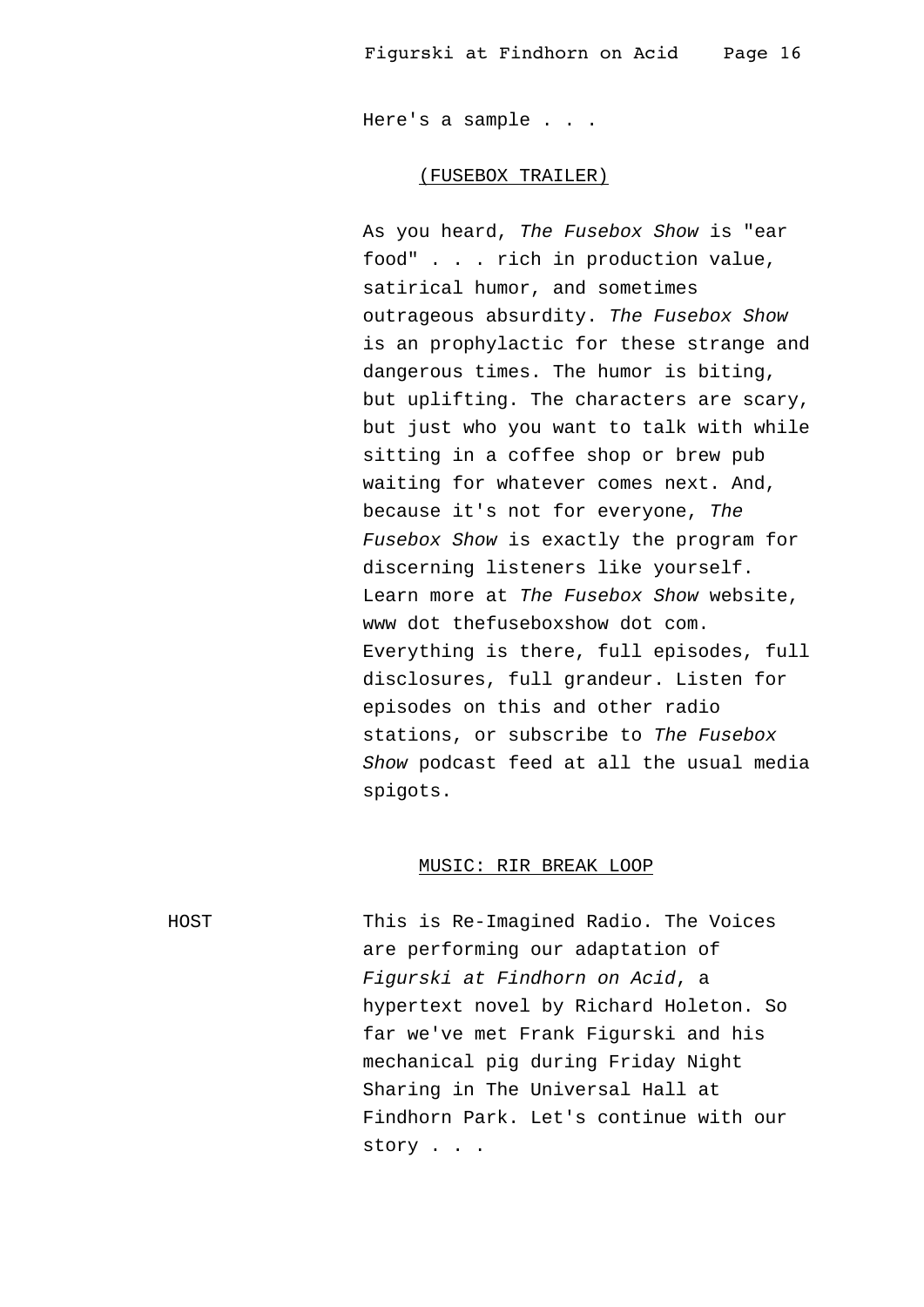Here's a sample . . .

<u>(FUSEBOX TRAILER)</u>

As you heard, *The Fusebox Show* is "ear food" . . . rich in production value, satirical humor, and sometimes outrageous absurdity. *The Fusebox Show* is an prophylactic for these strange and dangerous times. The humor is biting, but uplifting. The characters are scary, but just who you want to talk with while sitting in a coffee shop or brew pub waiting for whatever comes next. And, because it's not for everyone, *The Fusebox Show* is exactly the program for discerning listeners like yourself. Learn more at *The Fusebox Show* website, www dot thefuseboxshow dot com. Everything is there, full episodes, full disclosures, full grandeur. Listen for episodes on this and other radio stations, or subscribe to *The Fusebox Show* podcast feed at all the usual media spigots.

<u>MUSIC: RIR BREAK LOOP</u>

HOST — This is Re-Imagined Radio. The Voices are performing our adaptation of *Figurski at Findhorn on Acid*, a hypertext novel by Richard Holeton. So far we've met Frank Figurski and his mechanical pig during Friday Night Sharing in The Universal Hall at Findhorn Park. Let's continue with our story . . .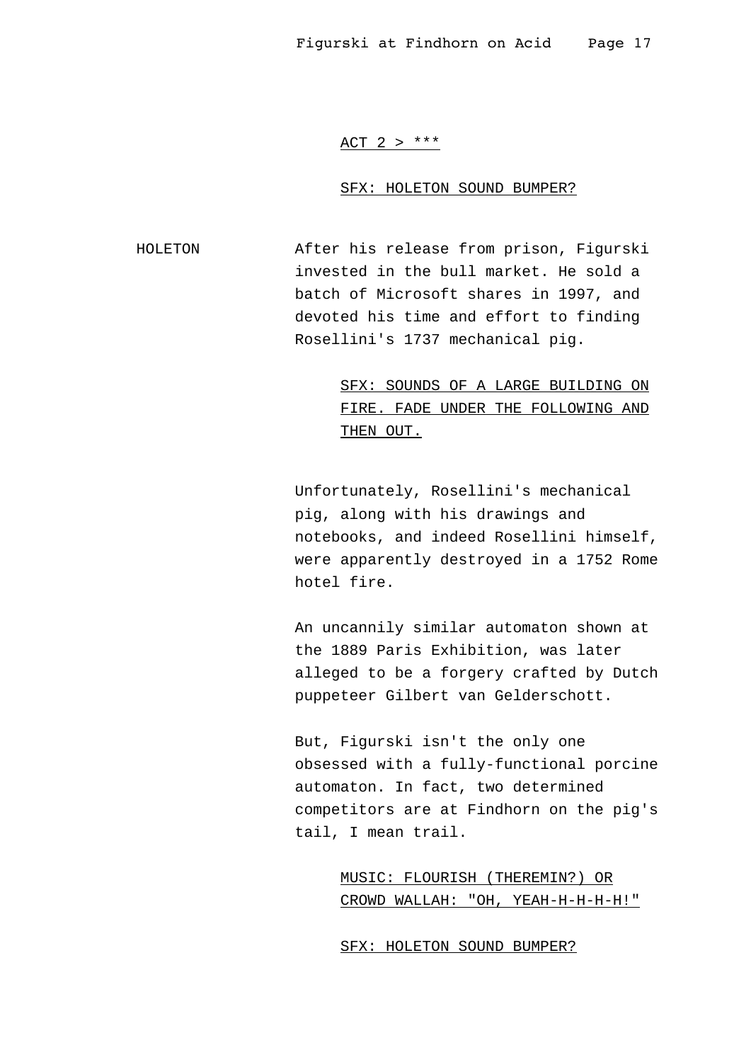<u>ACT 2 > ***</u>

<u>SFX: HOLETON SOUND BUMPER?</u>

HOLETON After his release from prison, Figurski invested in the bull market. He sold a batch of Microsoft shares in 1997, and devoted his time and effort to finding Rosellini's 1737 mechanical pig.

<u>SFX: SOUNDS OF A LARGE BUILDING ON FIRE. FADE UNDER THE FOLLOWING AND THEN OUT.</u>

Unfortunately, Rosellini's mechanical pig, along with his drawings and notebooks, and indeed Rosellini himself, were apparently destroyed in a 1752 Rome hotel fire.

An uncannily similar automaton shown at the 1889 Paris Exhibition, was later alleged to be a forgery crafted by Dutch puppeteer Gilbert van Gelderschott.

But, Figurski isn't the only one obsessed with a fully-functional porcine automaton. In fact, two determined competitors are at Findhorn on the pig's tail, I mean trail.

<u>MUSIC: FLOURISH (THEREMIN?) OR CROWD WALLAH: "OH, YEAH-H-H-H-H!"</u>

<u>SFX: HOLETON SOUND BUMPER?</u>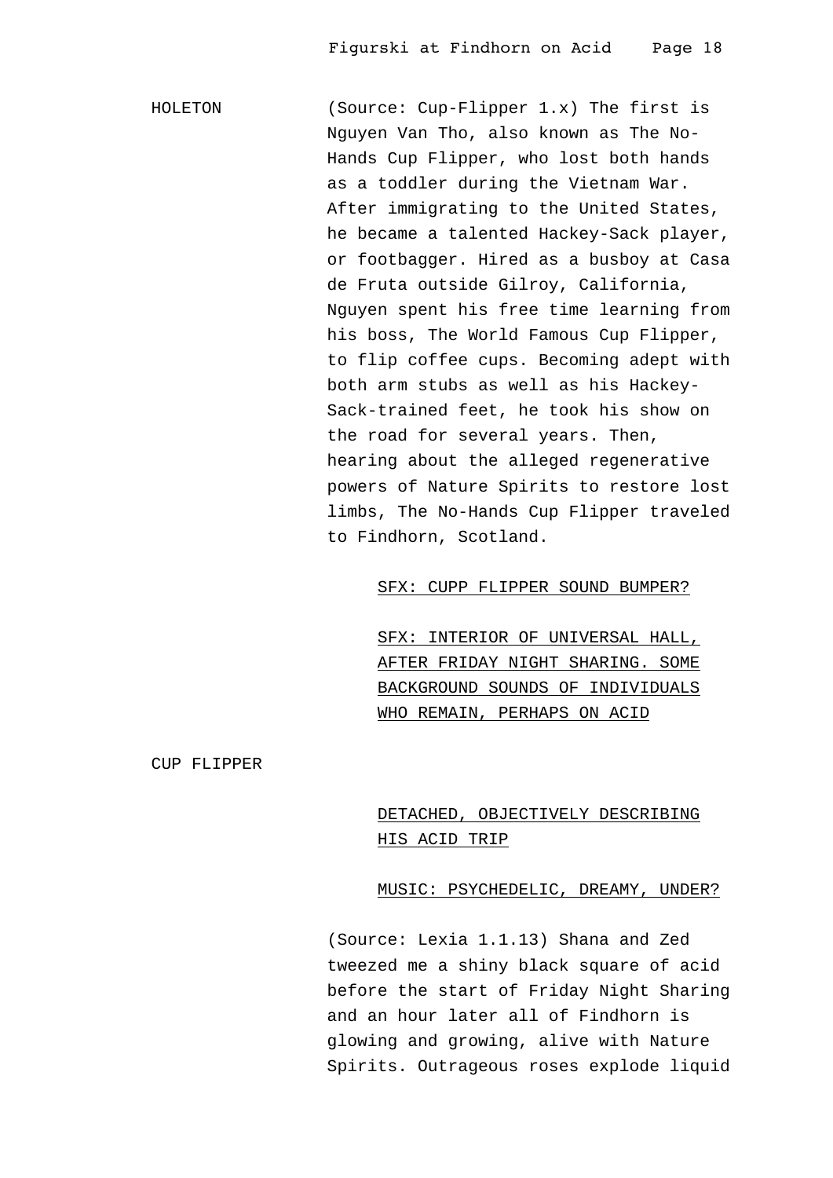HOLETON

(Source: Cup-Flipper 1.x) The first is Nguyen Van Tho, also known as The No-Hands Cup Flipper, who lost both hands as a toddler during the Vietnam War. After immigrating to the United States, he became a talented Hackey-Sack player, or footbagger. Hired as a busboy at Casa de Fruta outside Gilroy, California, Nguyen spent his free time learning from his boss, The World Famous Cup Flipper, to flip coffee cups. Becoming adept with both arm stubs as well as his Hackey-Sack-trained feet, he took his show on the road for several years. Then, hearing about the alleged regenerative powers of Nature Spirits to restore lost limbs, The No-Hands Cup Flipper traveled to Findhorn, Scotland.

<u>SFX: CUPP FLIPPER SOUND BUMPER?</u>

<u>SFX: INTERIOR OF UNIVERSAL HALL, AFTER FRIDAY NIGHT SHARING. SOME BACKGROUND SOUNDS OF INDIVIDUALS WHO REMAIN, PERHAPS ON ACID</u>

CUP FLIPPER

<u>DETACHED, OBJECTIVELY DESCRIBING HIS ACID TRIP</u>

<u>MUSIC: PSYCHEDELIC, DREAMY, UNDER?</u>

(Source: Lexia 1.1.13) Shana and Zed tweezed me a shiny black square of acid before the start of Friday Night Sharing and an hour later all of Findhorn is glowing and growing, alive with Nature Spirits. Outrageous roses explode liquid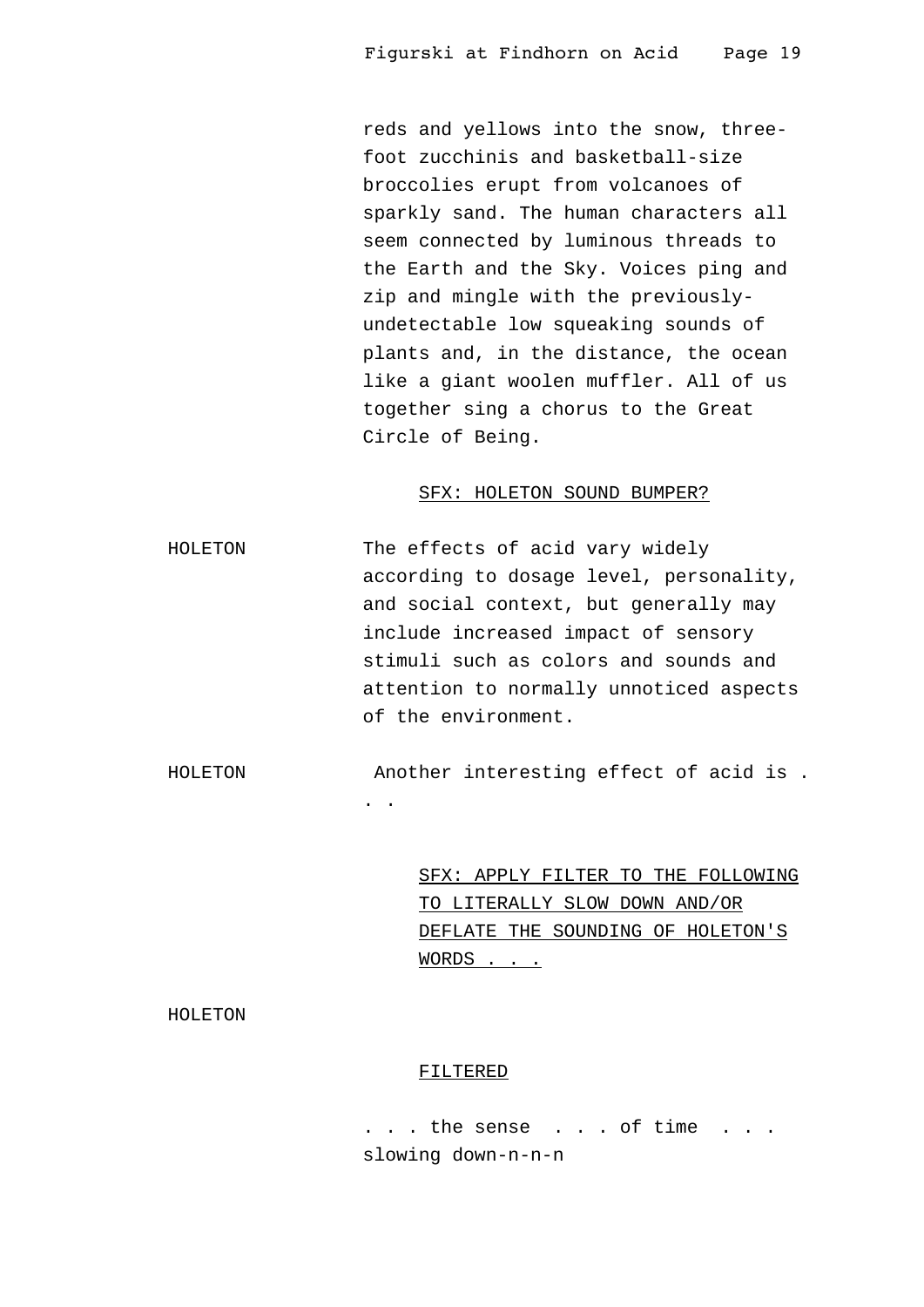reds and yellows into the snow, three-foot zucchinis and basketball-size broccolies erupt from volcanoes of sparkly sand. The human characters all seem connected by luminous threads to the Earth and the Sky. Voices ping and zip and mingle with the previously-undetectable low squeaking sounds of plants and, in the distance, the ocean like a giant woolen muffler. All of us together sing a chorus to the Great Circle of Being.

SFX: HOLETON SOUND BUMPER?

HOLETON — The effects of acid vary widely according to dosage level, personality, and social context, but generally may include increased impact of sensory stimuli such as colors and sounds and attention to normally unnoticed aspects of the environment.

HOLETON — Another interesting effect of acid is . . .

SFX: APPLY FILTER TO THE FOLLOWING TO LITERALLY SLOW DOWN AND/OR DEFLATE THE SOUNDING OF HOLETON'S WORDS . . .

HOLETON

FILTERED

. . . the sense . . . of time . . . slowing down-n-n-n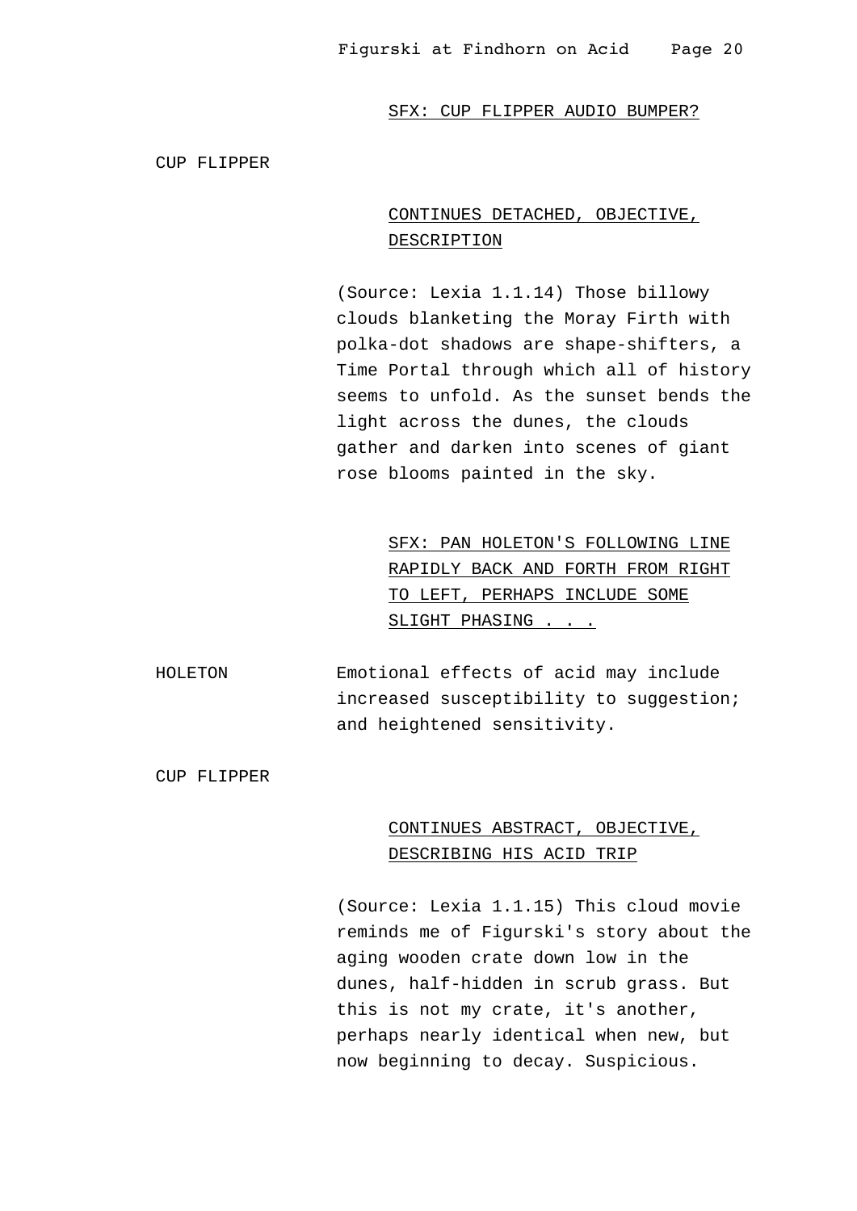<u>SFX: CUP FLIPPER AUDIO BUMPER?</u>

CUP FLIPPER

<u>CONTINUES DETACHED, OBJECTIVE, DESCRIPTION</u>

(Source: Lexia 1.1.14) Those billowy clouds blanketing the Moray Firth with polka-dot shadows are shape-shifters, a Time Portal through which all of history seems to unfold. As the sunset bends the light across the dunes, the clouds gather and darken into scenes of giant rose blooms painted in the sky.

<u>SFX: PAN HOLETON'S FOLLOWING LINE RAPIDLY BACK AND FORTH FROM RIGHT TO LEFT, PERHAPS INCLUDE SOME SLIGHT PHASING . . .</u>

HOLETON — Emotional effects of acid may include increased susceptibility to suggestion; and heightened sensitivity.

CUP FLIPPER

<u>CONTINUES ABSTRACT, OBJECTIVE, DESCRIBING HIS ACID TRIP</u>

(Source: Lexia 1.1.15) This cloud movie reminds me of Figurski's story about the aging wooden crate down low in the dunes, half-hidden in scrub grass. But this is not my crate, it's another, perhaps nearly identical when new, but now beginning to decay. Suspicious.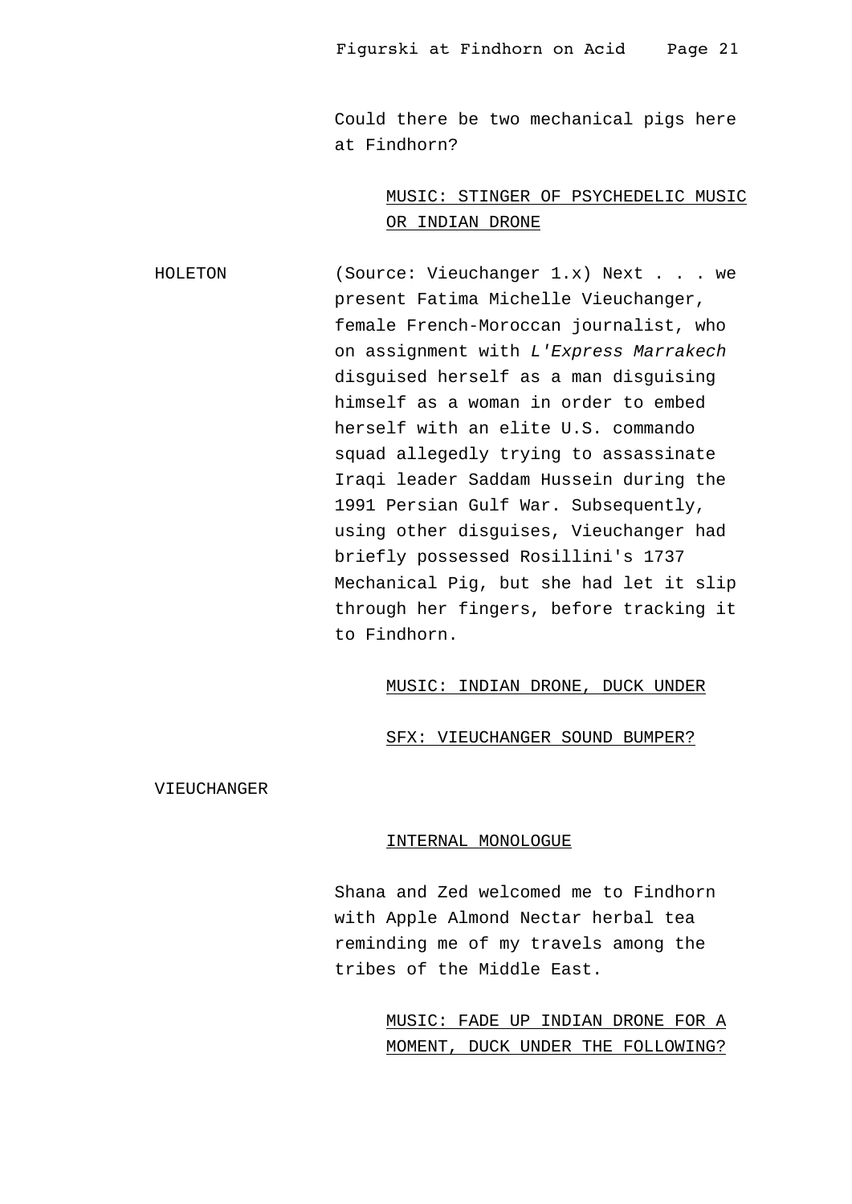Could there be two mechanical pigs here at Findhorn?

<u>MUSIC: STINGER OF PSYCHEDELIC MUSIC OR INDIAN DRONE</u>

HOLETON (Source: Vieuchanger 1.x) Next . . . we present Fatima Michelle Vieuchanger, female French-Moroccan journalist, who on assignment with *L'Express Marrakech* disguised herself as a man disguising himself as a woman in order to embed herself with an elite U.S. commando squad allegedly trying to assassinate Iraqi leader Saddam Hussein during the 1991 Persian Gulf War. Subsequently, using other disguises, Vieuchanger had briefly possessed Rosillini's 1737 Mechanical Pig, but she had let it slip through her fingers, before tracking it to Findhorn.

<u>MUSIC: INDIAN DRONE, DUCK UNDER</u>

<u>SFX: VIEUCHANGER SOUND BUMPER?</u>

VIEUCHANGER

<u>INTERNAL MONOLOGUE</u>

Shana and Zed welcomed me to Findhorn with Apple Almond Nectar herbal tea reminding me of my travels among the tribes of the Middle East.

<u>MUSIC: FADE UP INDIAN DRONE FOR A MOMENT, DUCK UNDER THE FOLLOWING?</u>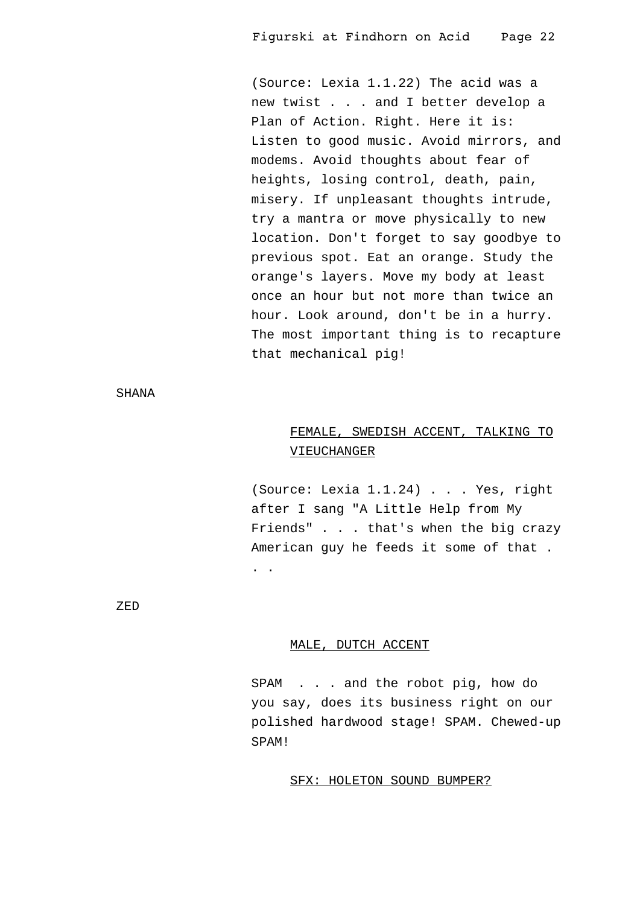(Source: Lexia 1.1.22) The acid was a new twist . . . and I better develop a Plan of Action. Right. Here it is: Listen to good music. Avoid mirrors, and modems. Avoid thoughts about fear of heights, losing control, death, pain, misery. If unpleasant thoughts intrude, try a mantra or move physically to new location. Don't forget to say goodbye to previous spot. Eat an orange. Study the orange's layers. Move my body at least once an hour but not more than twice an hour. Look around, don't be in a hurry. The most important thing is to recapture that mechanical pig!

SHANA

<u>FEMALE, SWEDISH ACCENT, TALKING TO VIEUCHANGER</u>

(Source: Lexia 1.1.24) . . . Yes, right after I sang "A Little Help from My Friends" . . . that's when the big crazy American guy he feeds it some of that . . .

ZED

<u>MALE, DUTCH ACCENT</u>

SPAM . . . and the robot pig, how do you say, does its business right on our polished hardwood stage! SPAM. Chewed-up SPAM!

<u>SFX: HOLETON SOUND BUMPER?</u>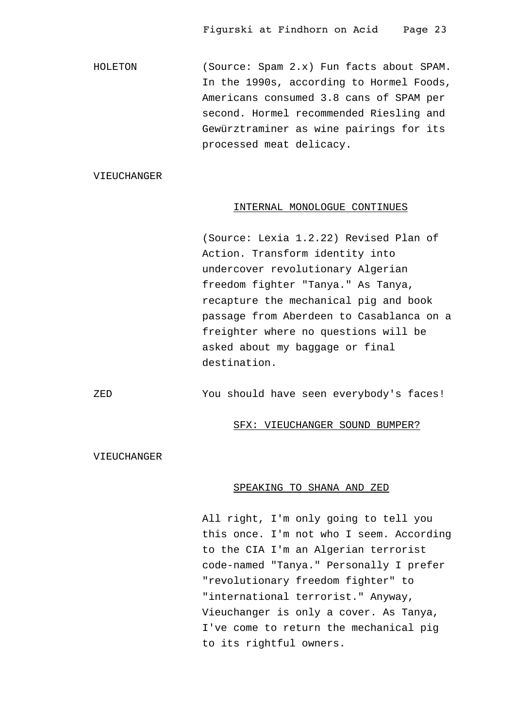HOLETON (Source: Spam 2.x) Fun facts about SPAM. In the 1990s, according to Hormel Foods, Americans consumed 3.8 cans of SPAM per second. Hormel recommended Riesling and Gewürztraminer as wine pairings for its processed meat delicacy.

VIEUCHANGER

<u>INTERNAL MONOLOGUE CONTINUES</u>

(Source: Lexia 1.2.22) Revised Plan of Action. Transform identity into undercover revolutionary Algerian freedom fighter "Tanya." As Tanya, recapture the mechanical pig and book passage from Aberdeen to Casablanca on a freighter where no questions will be asked about my baggage or final destination.

ZED You should have seen everybody's faces!

<u>SFX: VIEUCHANGER SOUND BUMPER?</u>

VIEUCHANGER

<u>SPEAKING TO SHANA AND ZED</u>

All right, I'm only going to tell you this once. I'm not who I seem. According to the CIA I'm an Algerian terrorist code-named "Tanya." Personally I prefer "revolutionary freedom fighter" to "international terrorist." Anyway, Vieuchanger is only a cover. As Tanya, I've come to return the mechanical pig to its rightful owners.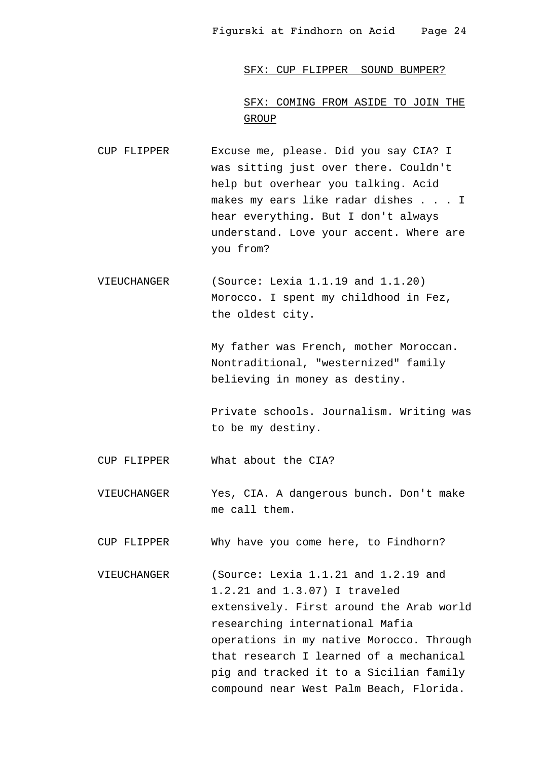<u>SFX: CUP FLIPPER  SOUND BUMPER?</u>

<u>SFX: COMING FROM ASIDE TO JOIN THE GROUP</u>

CUP FLIPPER — Excuse me, please. Did you say CIA? I was sitting just over there. Couldn't help but overhear you talking. Acid makes my ears like radar dishes . . . I hear everything. But I don't always understand. Love your accent. Where are you from?

VIEUCHANGER — (Source: Lexia 1.1.19 and 1.1.20) Morocco. I spent my childhood in Fez, the oldest city.

My father was French, mother Moroccan. Nontraditional, "westernized" family believing in money as destiny.

Private schools. Journalism. Writing was to be my destiny.

CUP FLIPPER — What about the CIA?

VIEUCHANGER — Yes, CIA. A dangerous bunch. Don't make me call them.

CUP FLIPPER — Why have you come here, to Findhorn?

VIEUCHANGER — (Source: Lexia 1.1.21 and 1.2.19 and 1.2.21 and 1.3.07) I traveled extensively. First around the Arab world researching international Mafia operations in my native Morocco. Through that research I learned of a mechanical pig and tracked it to a Sicilian family compound near West Palm Beach, Florida.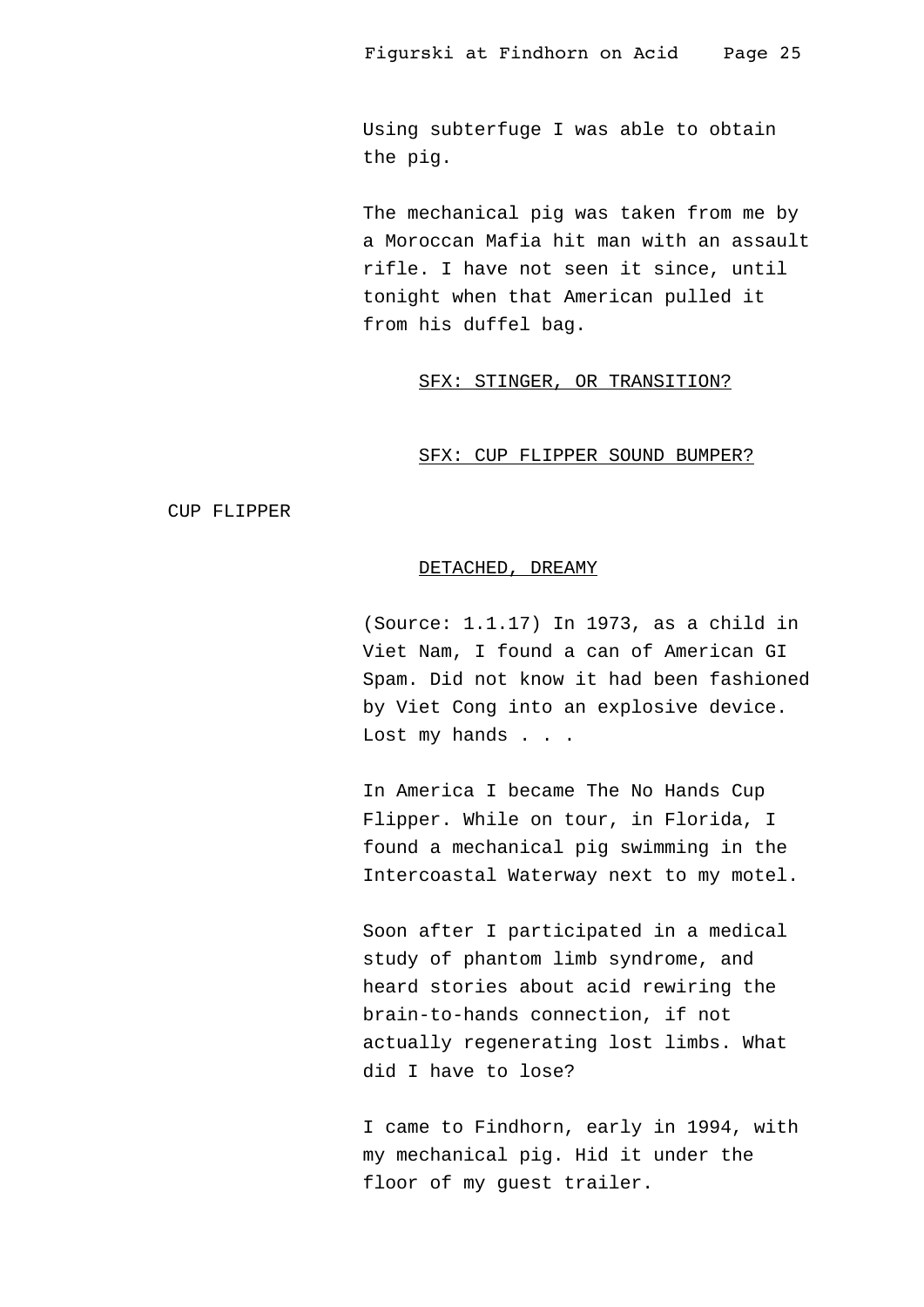Using subterfuge I was able to obtain the pig.

The mechanical pig was taken from me by a Moroccan Mafia hit man with an assault rifle. I have not seen it since, until tonight when that American pulled it from his duffel bag.

<u>SFX: STINGER, OR TRANSITION?</u>

<u>SFX: CUP FLIPPER SOUND BUMPER?</u>

CUP FLIPPER

<u>DETACHED, DREAMY</u>

(Source: 1.1.17) In 1973, as a child in Viet Nam, I found a can of American GI Spam. Did not know it had been fashioned by Viet Cong into an explosive device. Lost my hands . . .

In America I became The No Hands Cup Flipper. While on tour, in Florida, I found a mechanical pig swimming in the Intercoastal Waterway next to my motel.

Soon after I participated in a medical study of phantom limb syndrome, and heard stories about acid rewiring the brain-to-hands connection, if not actually regenerating lost limbs. What did I have to lose?

I came to Findhorn, early in 1994, with my mechanical pig. Hid it under the floor of my guest trailer.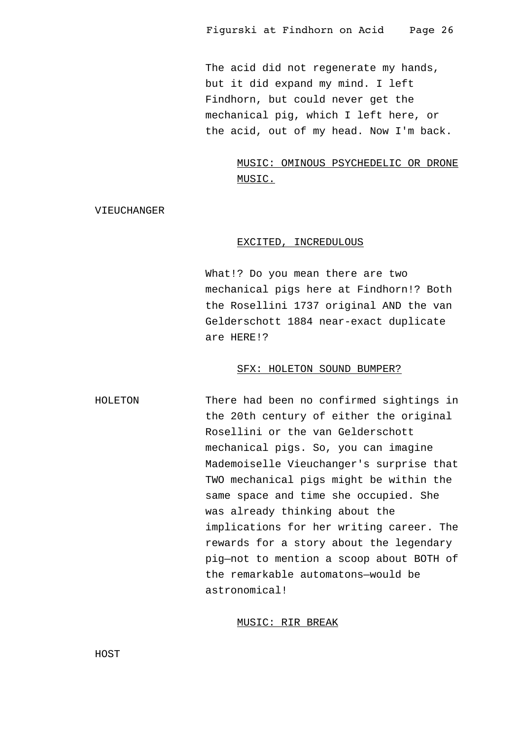The acid did not regenerate my hands, but it did expand my mind. I left Findhorn, but could never get the mechanical pig, which I left here, or the acid, out of my head. Now I'm back.

MUSIC: OMINOUS PSYCHEDELIC OR DRONE MUSIC.

VIEUCHANGER

EXCITED, INCREDULOUS

What!? Do you mean there are two mechanical pigs here at Findhorn!? Both the Rosellini 1737 original AND the van Gelderschott 1884 near-exact duplicate are HERE!?

SFX: HOLETON SOUND BUMPER?

HOLETON — There had been no confirmed sightings in the 20th century of either the original Rosellini or the van Gelderschott mechanical pigs. So, you can imagine Mademoiselle Vieuchanger's surprise that TWO mechanical pigs might be within the same space and time she occupied. She was already thinking about the implications for her writing career. The rewards for a story about the legendary pig—not to mention a scoop about BOTH of the remarkable automatons—would be astronomical!

MUSIC: RIR BREAK

HOST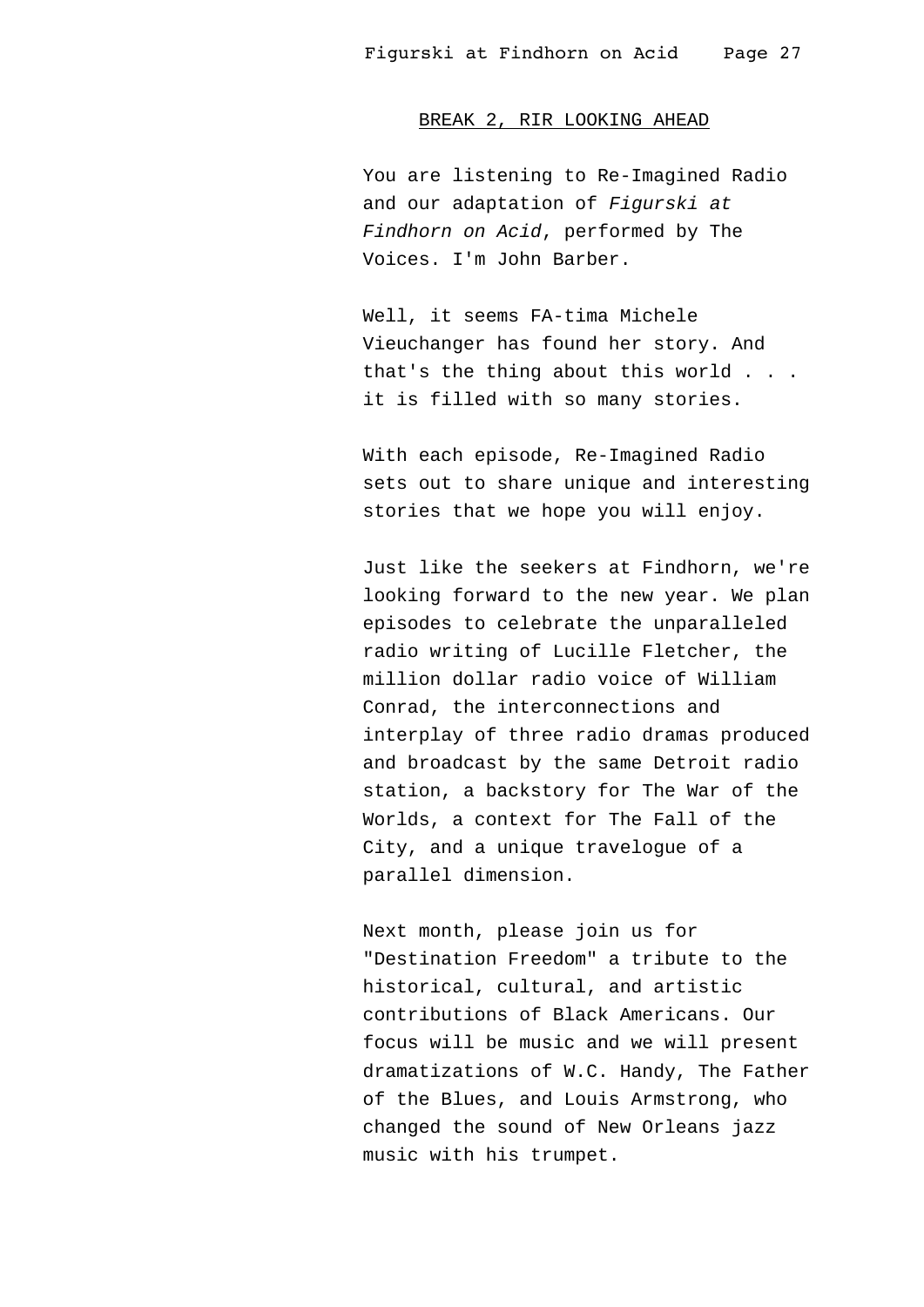BREAK 2, RIR LOOKING AHEAD

You are listening to Re-Imagined Radio and our adaptation of *Figurski at Findhorn on Acid*, performed by The Voices. I'm John Barber.

Well, it seems FA-tima Michele Vieuchanger has found her story. And that's the thing about this world . . . it is filled with so many stories.

With each episode, Re-Imagined Radio sets out to share unique and interesting stories that we hope you will enjoy.

Just like the seekers at Findhorn, we're looking forward to the new year. We plan episodes to celebrate the unparalleled radio writing of Lucille Fletcher, the million dollar radio voice of William Conrad, the interconnections and interplay of three radio dramas produced and broadcast by the same Detroit radio station, a backstory for The War of the Worlds, a context for The Fall of the City, and a unique travelogue of a parallel dimension.

Next month, please join us for "Destination Freedom" a tribute to the historical, cultural, and artistic contributions of Black Americans. Our focus will be music and we will present dramatizations of W.C. Handy, The Father of the Blues, and Louis Armstrong, who changed the sound of New Orleans jazz music with his trumpet.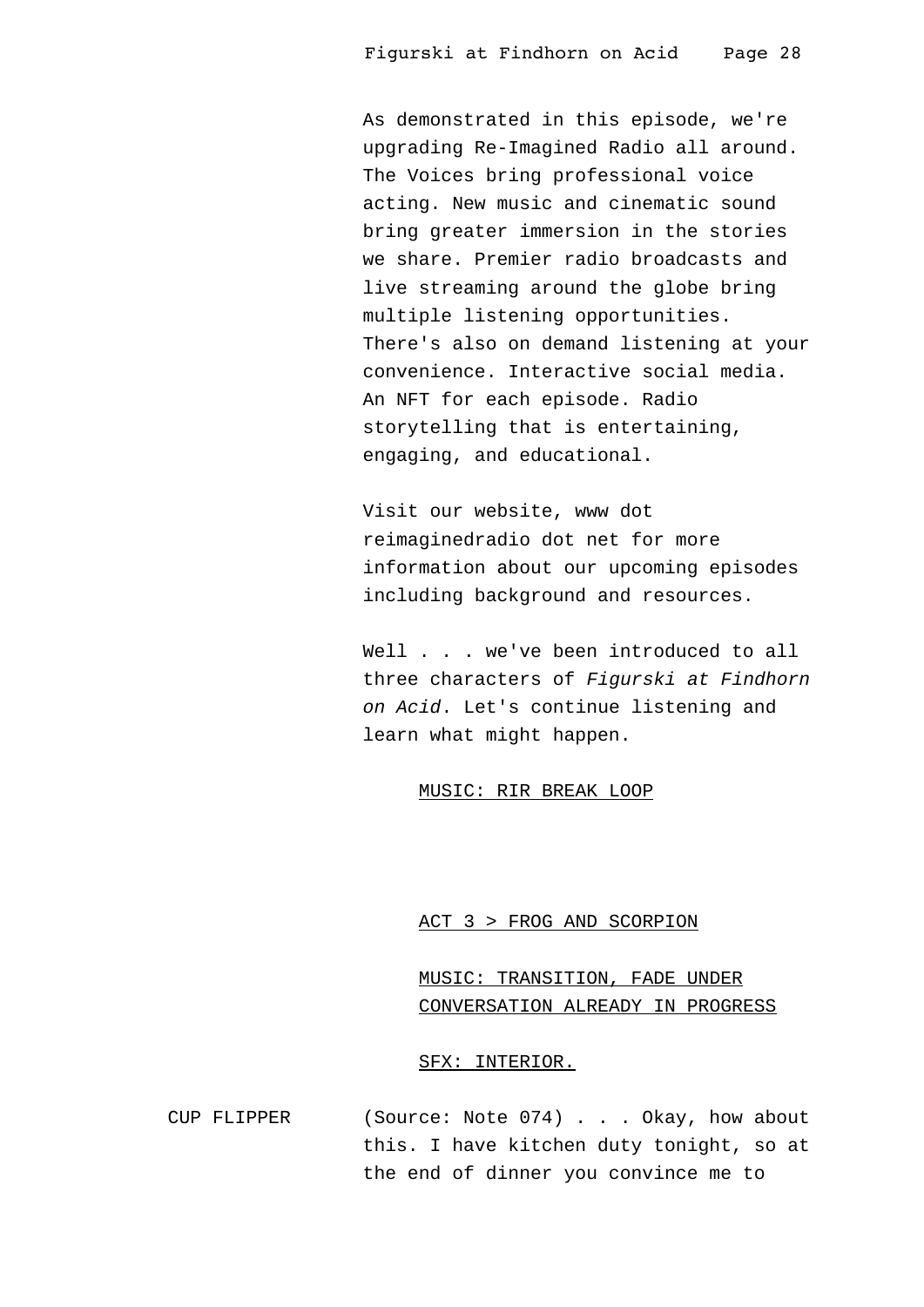As demonstrated in this episode, we're upgrading Re-Imagined Radio all around. The Voices bring professional voice acting. New music and cinematic sound bring greater immersion in the stories we share. Premier radio broadcasts and live streaming around the globe bring multiple listening opportunities. There's also on demand listening at your convenience. Interactive social media. An NFT for each episode. Radio storytelling that is entertaining, engaging, and educational.

Visit our website, www dot reimaginedradio dot net for more information about our upcoming episodes including background and resources.

Well . . . we've been introduced to all three characters of *Figurski at Findhorn on Acid*. Let's continue listening and learn what might happen.

MUSIC: RIR BREAK LOOP

ACT 3 > FROG AND SCORPION

MUSIC: TRANSITION, FADE UNDER CONVERSATION ALREADY IN PROGRESS

SFX: INTERIOR.

CUP FLIPPER (Source: Note 074) . . . Okay, how about this. I have kitchen duty tonight, so at the end of dinner you convince me to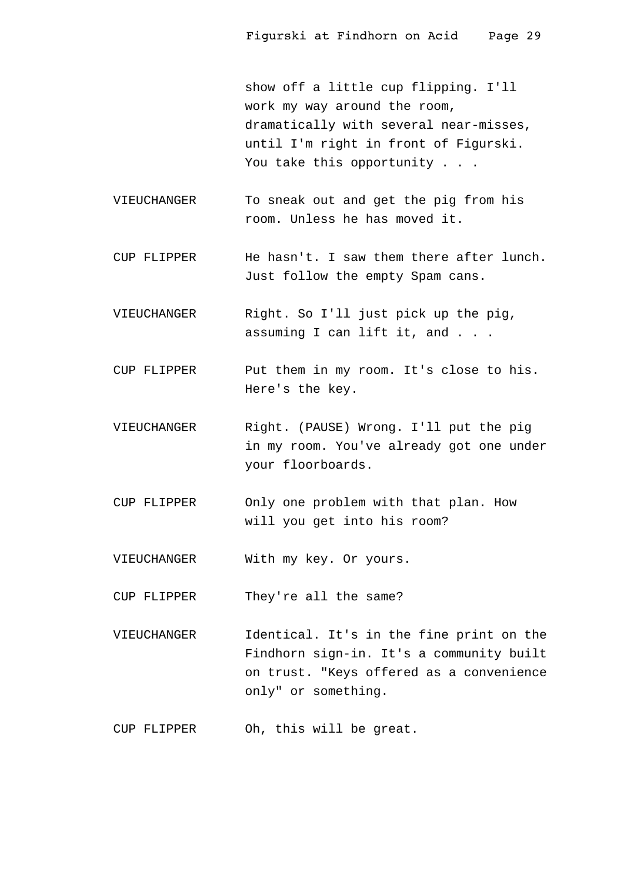show off a little cup flipping. I'll work my way around the room, dramatically with several near-misses, until I'm right in front of Figurski. You take this opportunity . . .

VIEUCHANGER To sneak out and get the pig from his room. Unless he has moved it.

CUP FLIPPER He hasn't. I saw them there after lunch. Just follow the empty Spam cans.

VIEUCHANGER Right. So I'll just pick up the pig, assuming I can lift it, and . . .

CUP FLIPPER Put them in my room. It's close to his. Here's the key.

VIEUCHANGER Right. (PAUSE) Wrong. I'll put the pig in my room. You've already got one under your floorboards.

CUP FLIPPER Only one problem with that plan. How will you get into his room?

VIEUCHANGER With my key. Or yours.

CUP FLIPPER They're all the same?

VIEUCHANGER Identical. It's in the fine print on the Findhorn sign-in. It's a community built on trust. "Keys offered as a convenience only" or something.

CUP FLIPPER Oh, this will be great.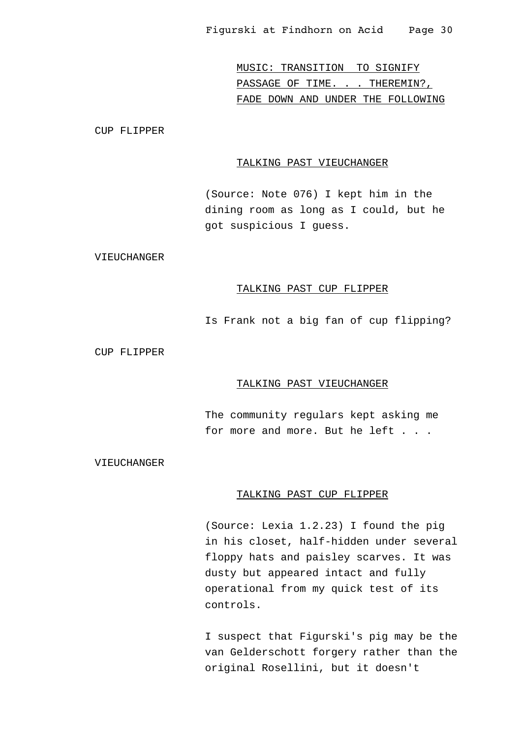<u>MUSIC: TRANSITION TO SIGNIFY PASSAGE OF TIME. . . THEREMIN?, FADE DOWN AND UNDER THE FOLLOWING</u>

CUP FLIPPER

<u>TALKING PAST VIEUCHANGER</u>

(Source: Note 076) I kept him in the dining room as long as I could, but he got suspicious I guess.

VIEUCHANGER

<u>TALKING PAST CUP FLIPPER</u>

Is Frank not a big fan of cup flipping?

CUP FLIPPER

<u>TALKING PAST VIEUCHANGER</u>

The community regulars kept asking me for more and more. But he left . . .

VIEUCHANGER

<u>TALKING PAST CUP FLIPPER</u>

(Source: Lexia 1.2.23) I found the pig in his closet, half-hidden under several floppy hats and paisley scarves. It was dusty but appeared intact and fully operational from my quick test of its controls.

I suspect that Figurski's pig may be the van Gelderschott forgery rather than the original Rosellini, but it doesn't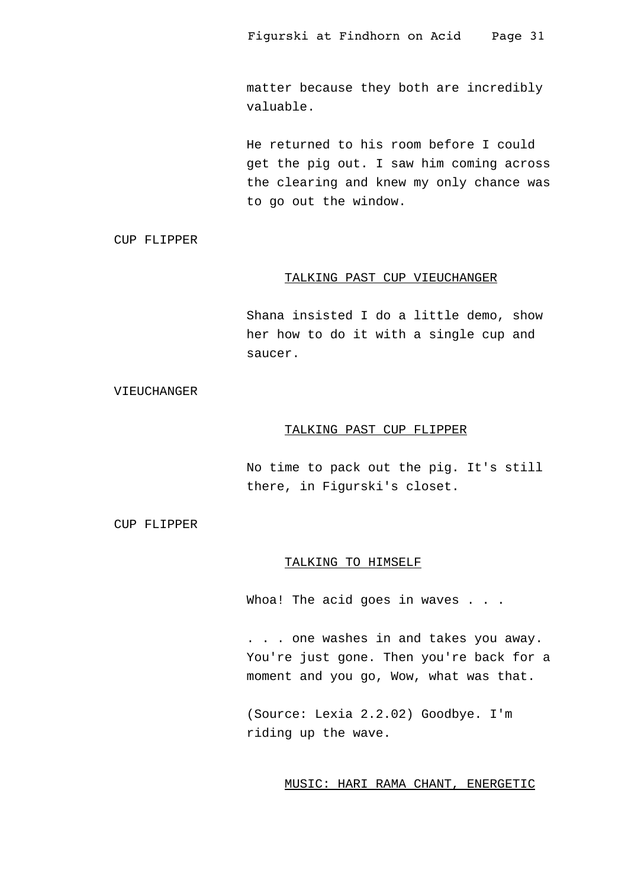matter because they both are incredibly valuable.

He returned to his room before I could get the pig out. I saw him coming across the clearing and knew my only chance was to go out the window.

CUP FLIPPER

<u>TALKING PAST CUP VIEUCHANGER</u>

Shana insisted I do a little demo, show her how to do it with a single cup and saucer.

VIEUCHANGER

<u>TALKING PAST CUP FLIPPER</u>

No time to pack out the pig. It's still there, in Figurski's closet.

CUP FLIPPER

<u>TALKING TO HIMSELF</u>

Whoa! The acid goes in waves . . .

. . . one washes in and takes you away. You're just gone. Then you're back for a moment and you go, Wow, what was that.

(Source: Lexia 2.2.02) Goodbye. I'm riding up the wave.

<u>MUSIC: HARI RAMA CHANT, ENERGETIC</u>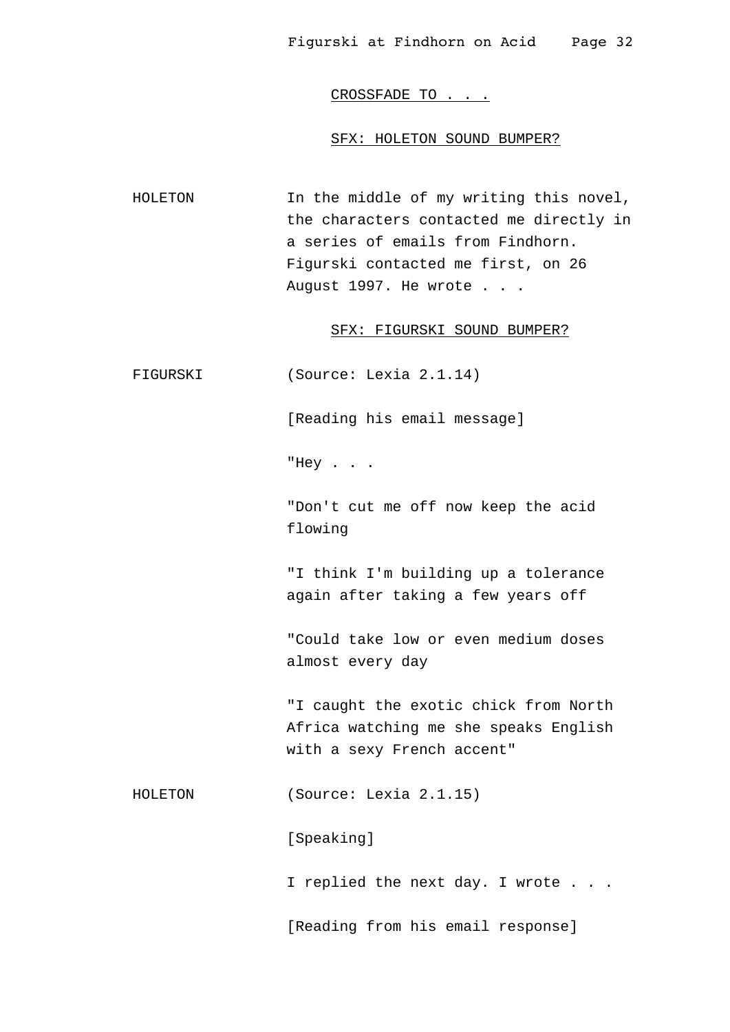CROSSFADE TO . . .

SFX: HOLETON SOUND BUMPER?

HOLETON — In the middle of my writing this novel, the characters contacted me directly in a series of emails from Findhorn. Figurski contacted me first, on 26 August 1997. He wrote . . .

SFX: FIGURSKI SOUND BUMPER?

FIGURSKI — (Source: Lexia 2.1.14)

[Reading his email message]

"Hey . . .

"Don't cut me off now keep the acid flowing

"I think I'm building up a tolerance again after taking a few years off

"Could take low or even medium doses almost every day

"I caught the exotic chick from North Africa watching me she speaks English with a sexy French accent"

HOLETON — (Source: Lexia 2.1.15)

[Speaking]

I replied the next day. I wrote . . .

[Reading from his email response]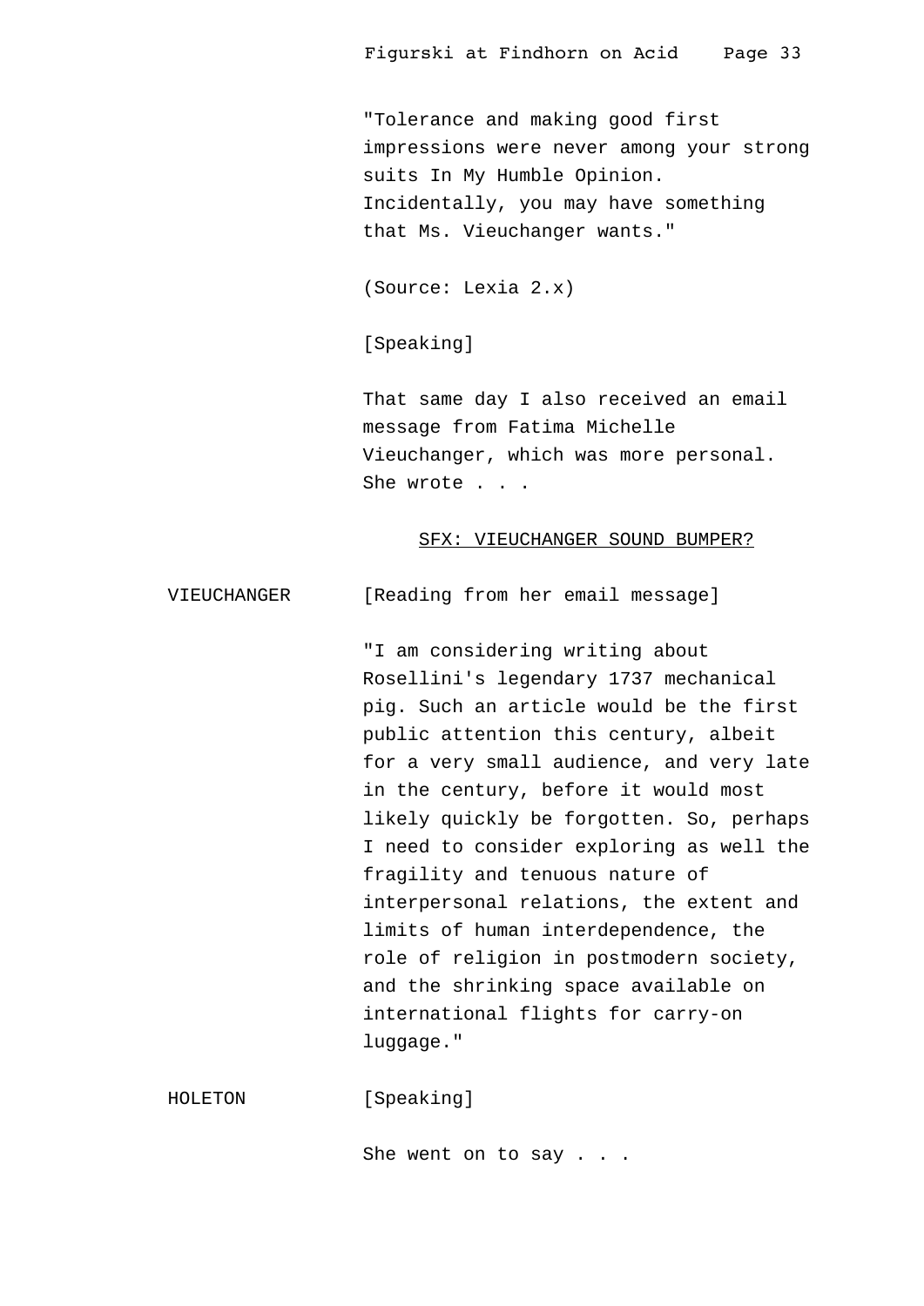"Tolerance and making good first impressions were never among your strong suits In My Humble Opinion. Incidentally, you may have something that Ms. Vieuchanger wants."

(Source: Lexia 2.x)

[Speaking]

That same day I also received an email message from Fatima Michelle Vieuchanger, which was more personal. She wrote . . .

<u>SFX: VIEUCHANGER SOUND BUMPER?</u>

VIEUCHANGER [Reading from her email message]

"I am considering writing about Rosellini's legendary 1737 mechanical pig. Such an article would be the first public attention this century, albeit for a very small audience, and very late in the century, before it would most likely quickly be forgotten. So, perhaps I need to consider exploring as well the fragility and tenuous nature of interpersonal relations, the extent and limits of human interdependence, the role of religion in postmodern society, and the shrinking space available on international flights for carry-on luggage."

HOLETON [Speaking]

She went on to say . . .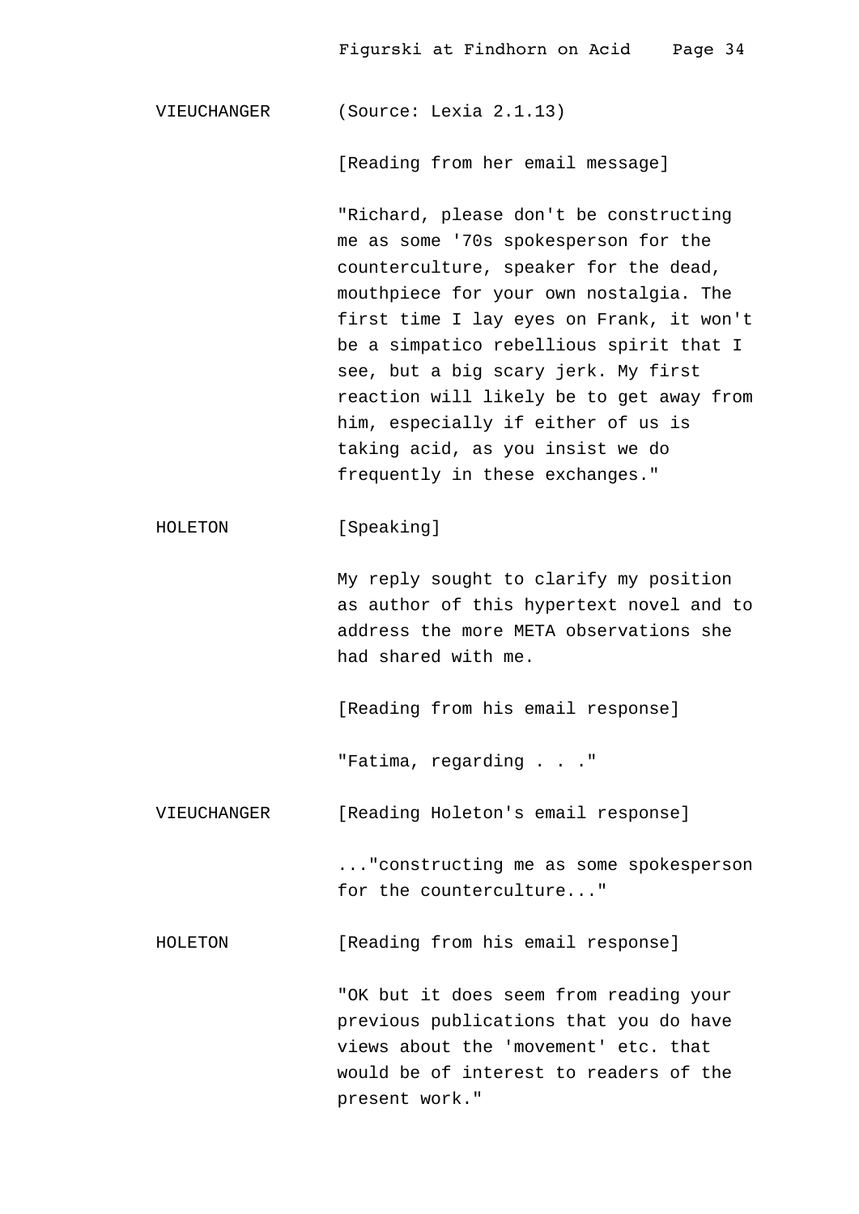VIEUCHANGER (Source: Lexia 2.1.13)

[Reading from her email message]

"Richard, please don't be constructing me as some '70s spokesperson for the counterculture, speaker for the dead, mouthpiece for your own nostalgia. The first time I lay eyes on Frank, it won't be a simpatico rebellious spirit that I see, but a big scary jerk. My first reaction will likely be to get away from him, especially if either of us is taking acid, as you insist we do frequently in these exchanges."

HOLETON [Speaking]

My reply sought to clarify my position as author of this hypertext novel and to address the more META observations she had shared with me.

[Reading from his email response]

"Fatima, regarding . . ."

VIEUCHANGER [Reading Holeton's email response]

..."constructing me as some spokesperson for the counterculture..."

HOLETON [Reading from his email response]

"OK but it does seem from reading your previous publications that you do have views about the 'movement' etc. that would be of interest to readers of the present work."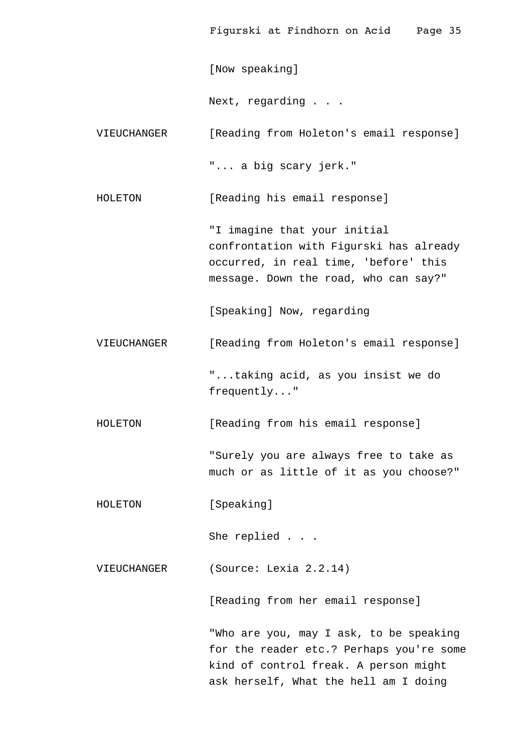[Now speaking]

Next, regarding . . .

VIEUCHANGER [Reading from Holeton's email response]

"... a big scary jerk."

HOLETON [Reading his email response]

"I imagine that your initial confrontation with Figurski has already occurred, in real time, 'before' this message. Down the road, who can say?"

[Speaking] Now, regarding

VIEUCHANGER [Reading from Holeton's email response]

"...taking acid, as you insist we do frequently..."

HOLETON [Reading from his email response]

"Surely you are always free to take as much or as little of it as you choose?"

HOLETON [Speaking]

She replied . . .

VIEUCHANGER (Source: Lexia 2.2.14)

[Reading from her email response]

"Who are you, may I ask, to be speaking for the reader etc.? Perhaps you're some kind of control freak. A person might ask herself, What the hell am I doing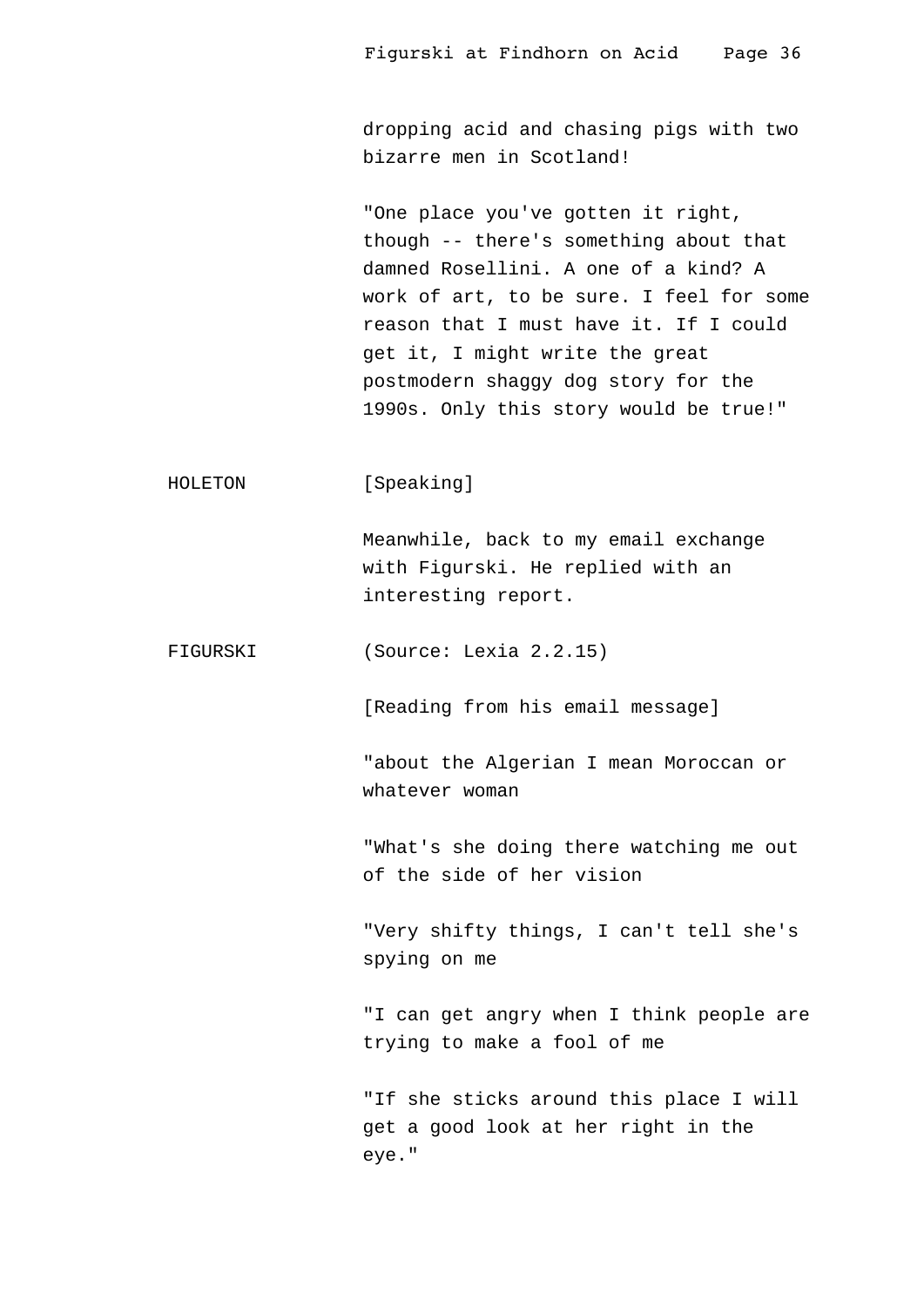dropping acid and chasing pigs with two bizarre men in Scotland!

"One place you've gotten it right, though -- there's something about that damned Rosellini. A one of a kind? A work of art, to be sure. I feel for some reason that I must have it. If I could get it, I might write the great postmodern shaggy dog story for the 1990s. Only this story would be true!"

HOLETON [Speaking]

Meanwhile, back to my email exchange with Figurski. He replied with an interesting report.

FIGURSKI (Source: Lexia 2.2.15)

[Reading from his email message]

"about the Algerian I mean Moroccan or whatever woman

"What's she doing there watching me out of the side of her vision

"Very shifty things, I can't tell she's spying on me

"I can get angry when I think people are trying to make a fool of me

"If she sticks around this place I will get a good look at her right in the eye."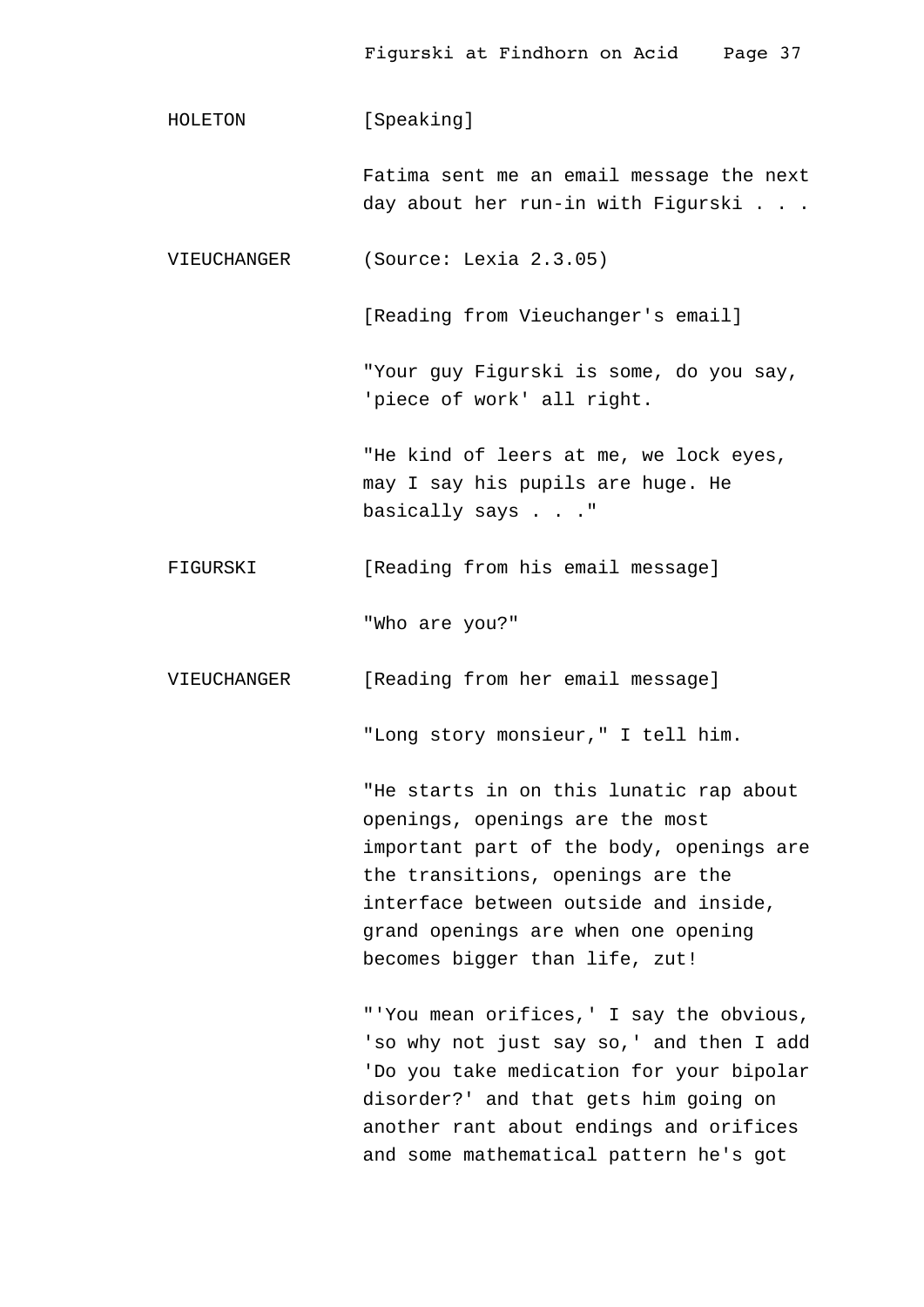HOLETON [Speaking]

Fatima sent me an email message the next day about her run-in with Figurski . . .

VIEUCHANGER (Source: Lexia 2.3.05)

[Reading from Vieuchanger's email]

"Your guy Figurski is some, do you say, 'piece of work' all right.

"He kind of leers at me, we lock eyes, may I say his pupils are huge. He basically says . . ."

FIGURSKI [Reading from his email message]

"Who are you?"

VIEUCHANGER [Reading from her email message]

"Long story monsieur," I tell him.

"He starts in on this lunatic rap about openings, openings are the most important part of the body, openings are the transitions, openings are the interface between outside and inside, grand openings are when one opening becomes bigger than life, zut!

"'You mean orifices,' I say the obvious, 'so why not just say so,' and then I add 'Do you take medication for your bipolar disorder?' and that gets him going on another rant about endings and orifices and some mathematical pattern he's got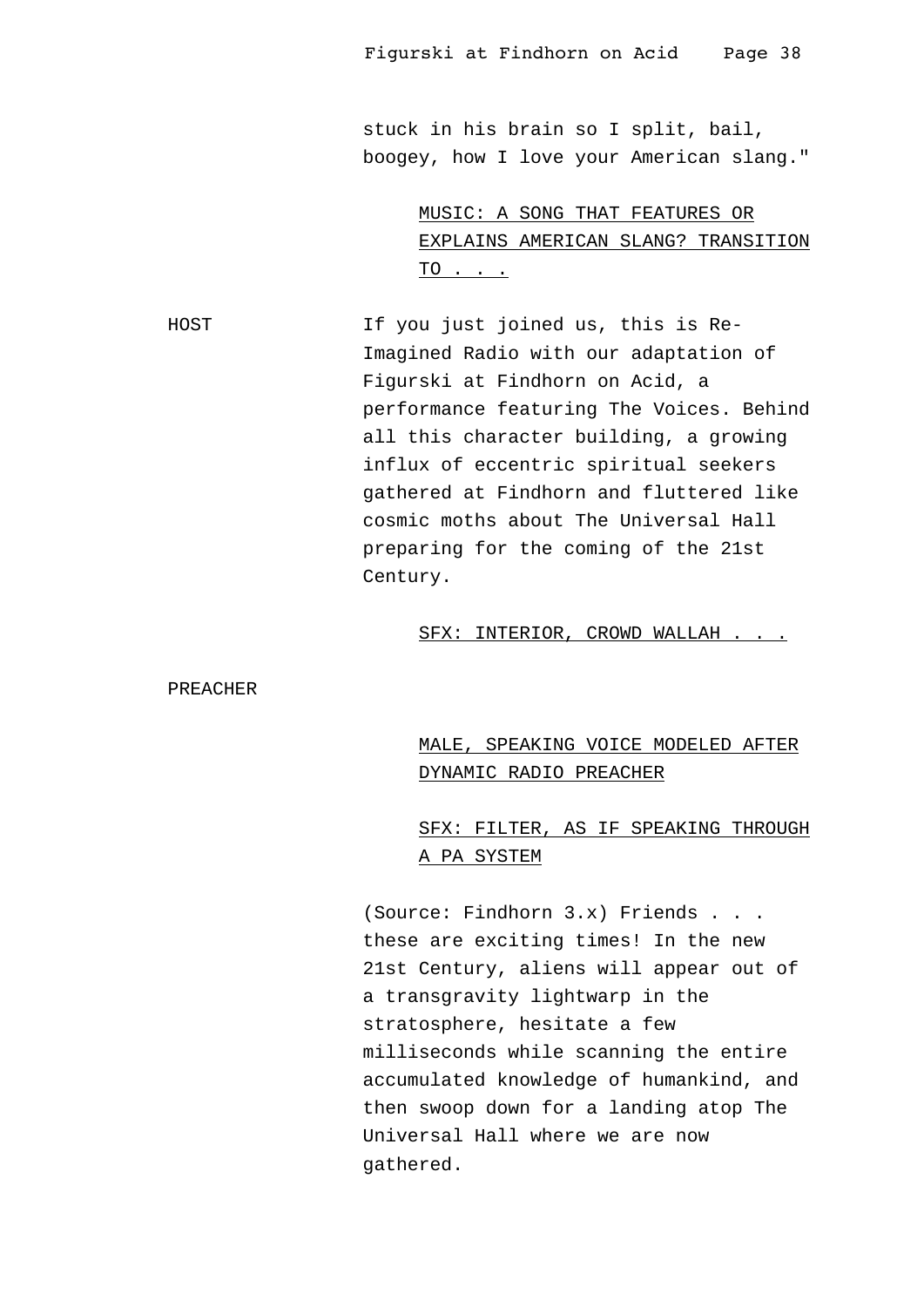stuck in his brain so I split, bail, boogey, how I love your American slang."

<u>MUSIC: A SONG THAT FEATURES OR EXPLAINS AMERICAN SLANG? TRANSITION TO . . .</u>

HOST

If you just joined us, this is Re-Imagined Radio with our adaptation of Figurski at Findhorn on Acid, a performance featuring The Voices. Behind all this character building, a growing influx of eccentric spiritual seekers gathered at Findhorn and fluttered like cosmic moths about The Universal Hall preparing for the coming of the 21st Century.

<u>SFX: INTERIOR, CROWD WALLAH . . .</u>

PREACHER

<u>MALE, SPEAKING VOICE MODELED AFTER DYNAMIC RADIO PREACHER</u>

<u>SFX: FILTER, AS IF SPEAKING THROUGH A PA SYSTEM</u>

(Source: Findhorn 3.x) Friends . . . these are exciting times! In the new 21st Century, aliens will appear out of a transgravity lightwarp in the stratosphere, hesitate a few milliseconds while scanning the entire accumulated knowledge of humankind, and then swoop down for a landing atop The Universal Hall where we are now gathered.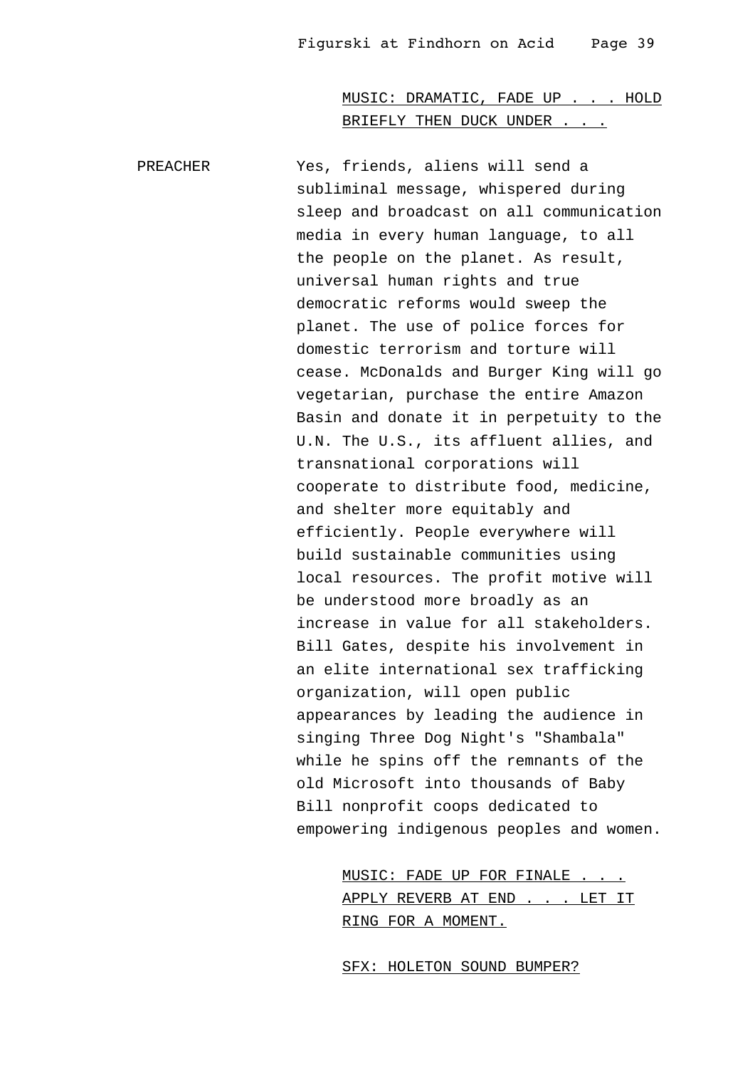<u>MUSIC: DRAMATIC, FADE UP . . . HOLD BRIEFLY THEN DUCK UNDER . . .</u>

PREACHER

Yes, friends, aliens will send a subliminal message, whispered during sleep and broadcast on all communication media in every human language, to all the people on the planet. As result, universal human rights and true democratic reforms would sweep the planet. The use of police forces for domestic terrorism and torture will cease. McDonalds and Burger King will go vegetarian, purchase the entire Amazon Basin and donate it in perpetuity to the U.N. The U.S., its affluent allies, and transnational corporations will cooperate to distribute food, medicine, and shelter more equitably and efficiently. People everywhere will build sustainable communities using local resources. The profit motive will be understood more broadly as an increase in value for all stakeholders. Bill Gates, despite his involvement in an elite international sex trafficking organization, will open public appearances by leading the audience in singing Three Dog Night's "Shambala" while he spins off the remnants of the old Microsoft into thousands of Baby Bill nonprofit coops dedicated to empowering indigenous peoples and women.

<u>MUSIC: FADE UP FOR FINALE . . . APPLY REVERB AT END . . . LET IT RING FOR A MOMENT.</u>

<u>SFX: HOLETON SOUND BUMPER?</u>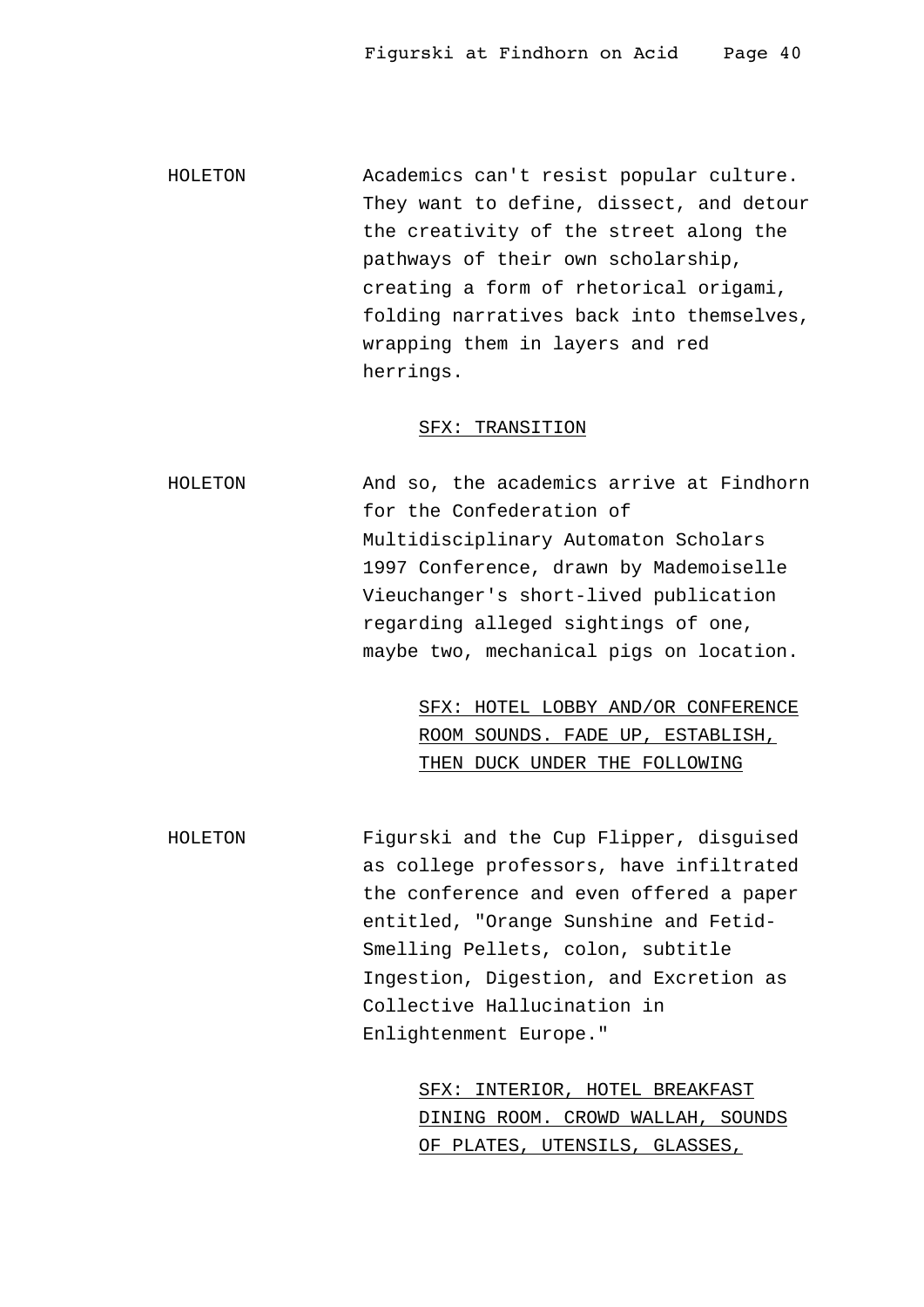HOLETON	Academics can't resist popular culture. They want to define, dissect, and detour the creativity of the street along the pathways of their own scholarship, creating a form of rhetorical origami, folding narratives back into themselves, wrapping them in layers and red herrings.

<u>SFX: TRANSITION</u>

HOLETON	And so, the academics arrive at Findhorn for the Confederation of Multidisciplinary Automaton Scholars 1997 Conference, drawn by Mademoiselle Vieuchanger's short-lived publication regarding alleged sightings of one, maybe two, mechanical pigs on location.

<u>SFX: HOTEL LOBBY AND/OR CONFERENCE ROOM SOUNDS. FADE UP, ESTABLISH, THEN DUCK UNDER THE FOLLOWING</u>

HOLETON	Figurski and the Cup Flipper, disguised as college professors, have infiltrated the conference and even offered a paper entitled, "Orange Sunshine and Fetid-Smelling Pellets, colon, subtitle Ingestion, Digestion, and Excretion as Collective Hallucination in Enlightenment Europe."

<u>SFX: INTERIOR, HOTEL BREAKFAST DINING ROOM. CROWD WALLAH, SOUNDS OF PLATES, UTENSILS, GLASSES,</u>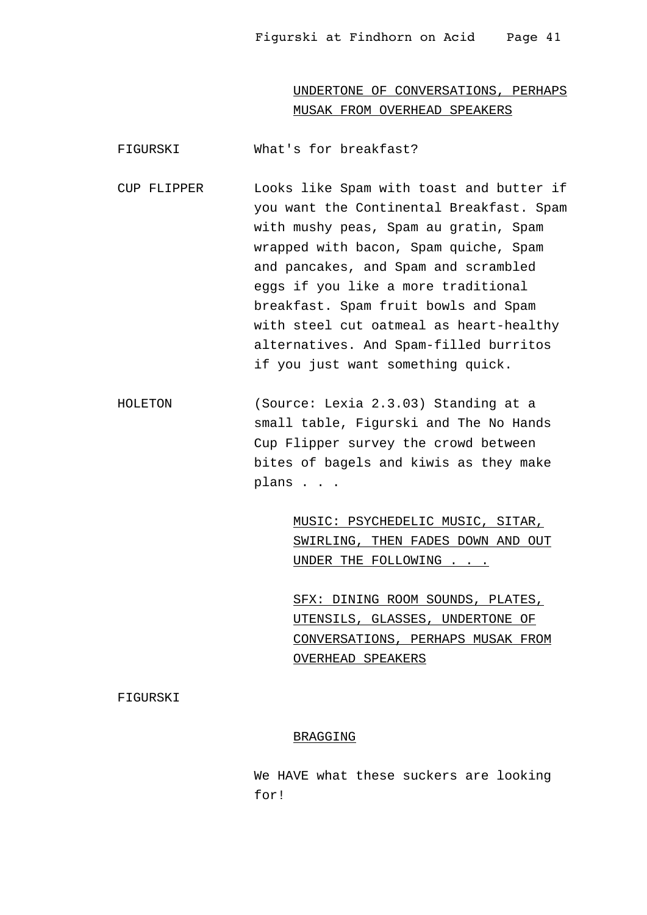UNDERTONE OF CONVERSATIONS, PERHAPS MUSAK FROM OVERHEAD SPEAKERS

FIGURSKI What's for breakfast?

CUP FLIPPER Looks like Spam with toast and butter if you want the Continental Breakfast. Spam with mushy peas, Spam au gratin, Spam wrapped with bacon, Spam quiche, Spam and pancakes, and Spam and scrambled eggs if you like a more traditional breakfast. Spam fruit bowls and Spam with steel cut oatmeal as heart-healthy alternatives. And Spam-filled burritos if you just want something quick.

HOLETON (Source: Lexia 2.3.03) Standing at a small table, Figurski and The No Hands Cup Flipper survey the crowd between bites of bagels and kiwis as they make plans . . .

MUSIC: PSYCHEDELIC MUSIC, SITAR, SWIRLING, THEN FADES DOWN AND OUT UNDER THE FOLLOWING . . .

SFX: DINING ROOM SOUNDS, PLATES, UTENSILS, GLASSES, UNDERTONE OF CONVERSATIONS, PERHAPS MUSAK FROM OVERHEAD SPEAKERS

FIGURSKI

BRAGGING

We HAVE what these suckers are looking for!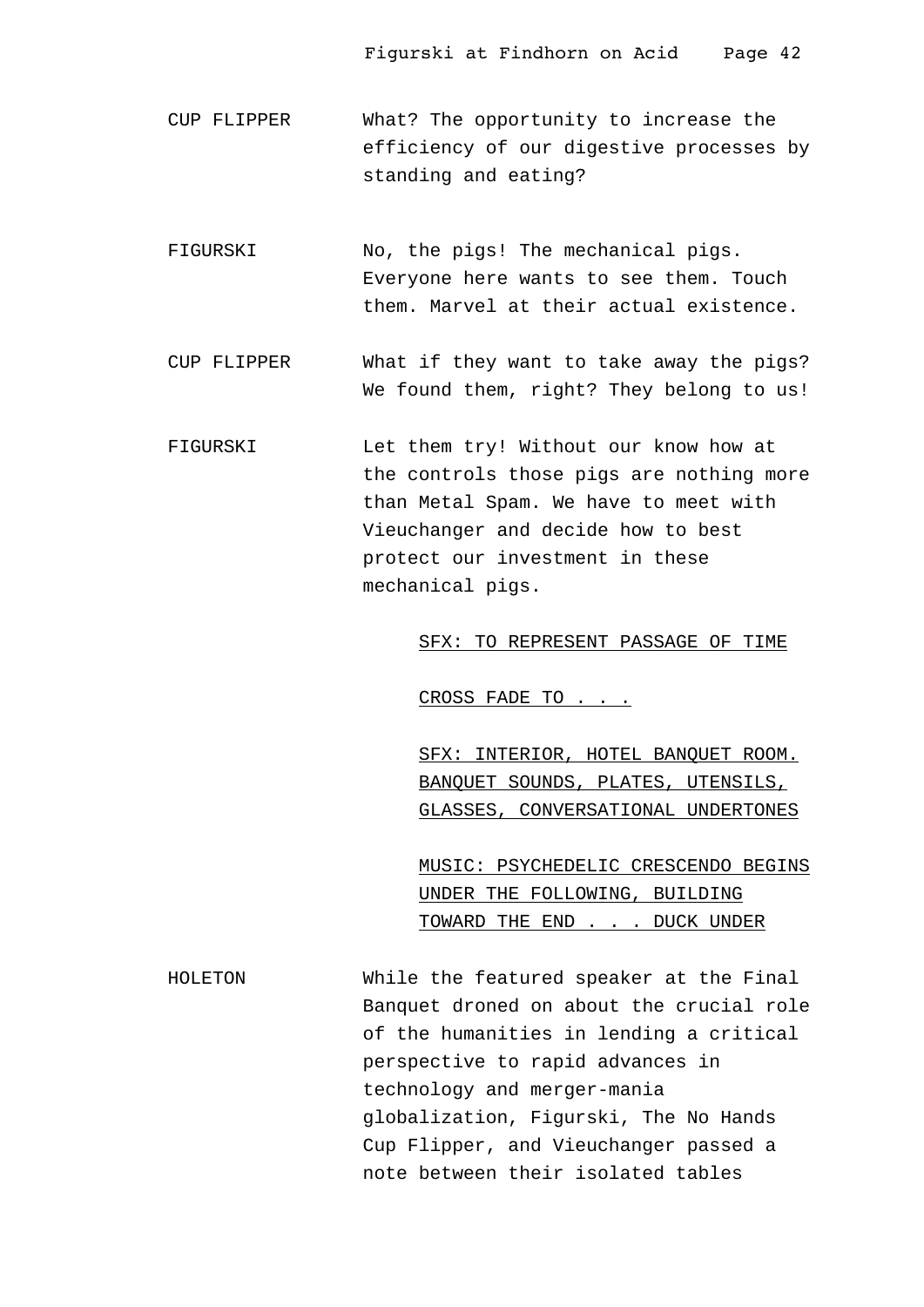CUP FLIPPER What? The opportunity to increase the efficiency of our digestive processes by standing and eating?

FIGURSKI No, the pigs! The mechanical pigs. Everyone here wants to see them. Touch them. Marvel at their actual existence.

CUP FLIPPER What if they want to take away the pigs? We found them, right? They belong to us!

FIGURSKI Let them try! Without our know how at the controls those pigs are nothing more than Metal Spam. We have to meet with Vieuchanger and decide how to best protect our investment in these mechanical pigs.

<u>SFX: TO REPRESENT PASSAGE OF TIME</u>

<u>CROSS FADE TO . . .</u>

<u>SFX: INTERIOR, HOTEL BANQUET ROOM. BANQUET SOUNDS, PLATES, UTENSILS, GLASSES, CONVERSATIONAL UNDERTONES</u>

<u>MUSIC: PSYCHEDELIC CRESCENDO BEGINS UNDER THE FOLLOWING, BUILDING TOWARD THE END . . . DUCK UNDER</u>

HOLETON While the featured speaker at the Final Banquet droned on about the crucial role of the humanities in lending a critical perspective to rapid advances in technology and merger-mania globalization, Figurski, The No Hands Cup Flipper, and Vieuchanger passed a note between their isolated tables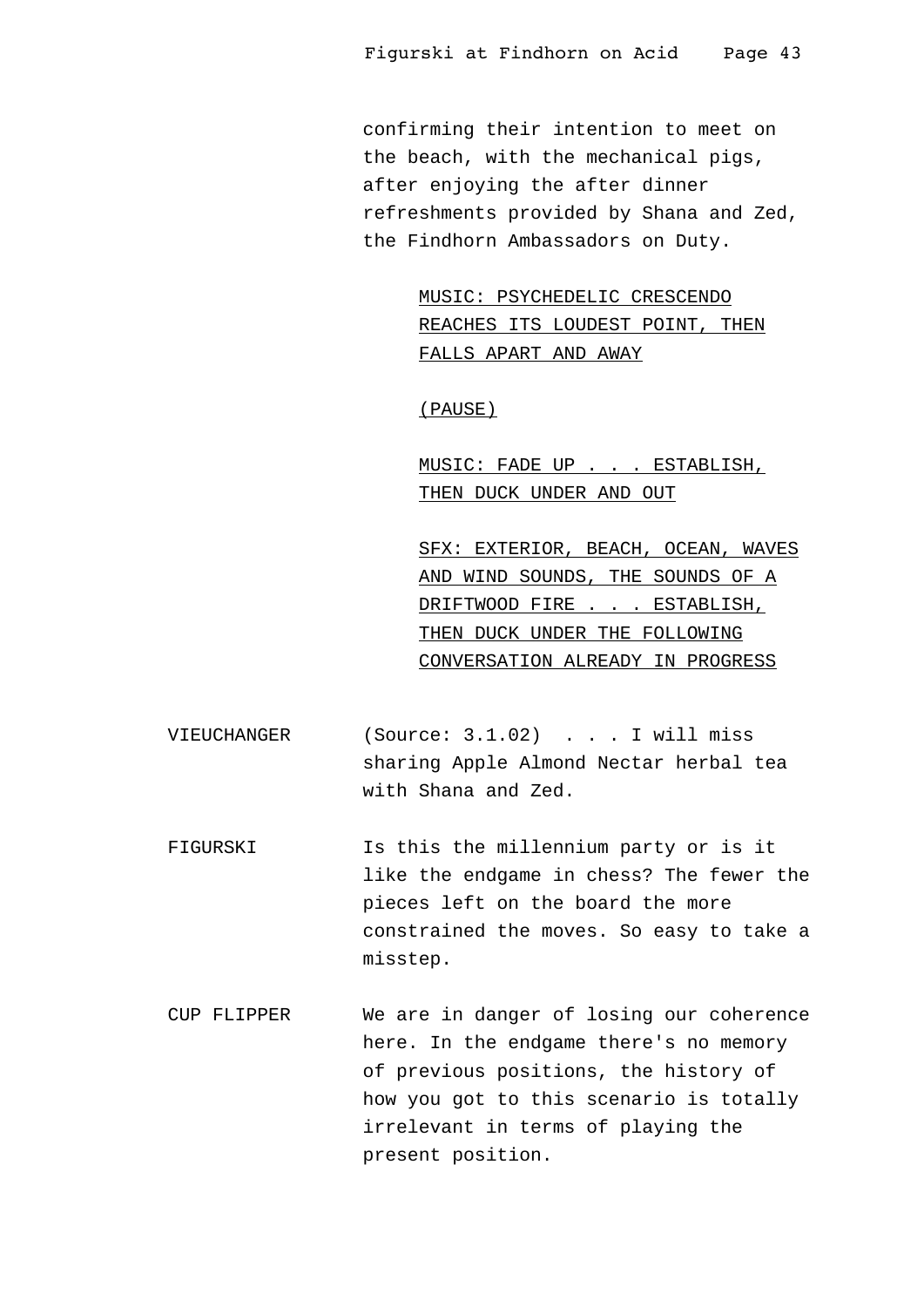confirming their intention to meet on the beach, with the mechanical pigs, after enjoying the after dinner refreshments provided by Shana and Zed, the Findhorn Ambassadors on Duty.

<u>MUSIC: PSYCHEDELIC CRESCENDO REACHES ITS LOUDEST POINT, THEN FALLS APART AND AWAY</u>

<u>(PAUSE)</u>

<u>MUSIC: FADE UP . . . ESTABLISH, THEN DUCK UNDER AND OUT</u>

<u>SFX: EXTERIOR, BEACH, OCEAN, WAVES AND WIND SOUNDS, THE SOUNDS OF A DRIFTWOOD FIRE . . . ESTABLISH, THEN DUCK UNDER THE FOLLOWING CONVERSATION ALREADY IN PROGRESS</u>

VIEUCHANGER (Source: 3.1.02) . . . I will miss sharing Apple Almond Nectar herbal tea with Shana and Zed.

FIGURSKI Is this the millennium party or is it like the endgame in chess? The fewer the pieces left on the board the more constrained the moves. So easy to take a misstep.

CUP FLIPPER We are in danger of losing our coherence here. In the endgame there's no memory of previous positions, the history of how you got to this scenario is totally irrelevant in terms of playing the present position.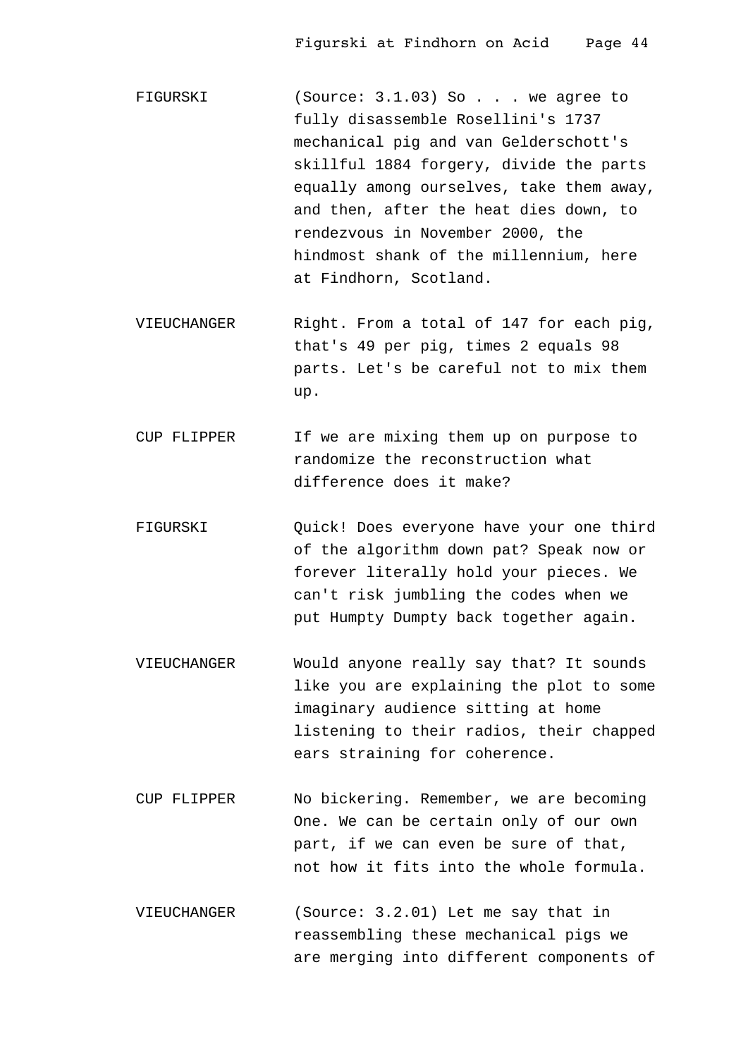FIGURSKI (Source: 3.1.03) So . . . we agree to fully disassemble Rosellini's 1737 mechanical pig and van Gelderschott's skillful 1884 forgery, divide the parts equally among ourselves, take them away, and then, after the heat dies down, to rendezvous in November 2000, the hindmost shank of the millennium, here at Findhorn, Scotland.

VIEUCHANGER Right. From a total of 147 for each pig, that's 49 per pig, times 2 equals 98 parts. Let's be careful not to mix them up.

CUP FLIPPER If we are mixing them up on purpose to randomize the reconstruction what difference does it make?

FIGURSKI Quick! Does everyone have your one third of the algorithm down pat? Speak now or forever literally hold your pieces. We can't risk jumbling the codes when we put Humpty Dumpty back together again.

VIEUCHANGER Would anyone really say that? It sounds like you are explaining the plot to some imaginary audience sitting at home listening to their radios, their chapped ears straining for coherence.

CUP FLIPPER No bickering. Remember, we are becoming One. We can be certain only of our own part, if we can even be sure of that, not how it fits into the whole formula.

VIEUCHANGER (Source: 3.2.01) Let me say that in reassembling these mechanical pigs we are merging into different components of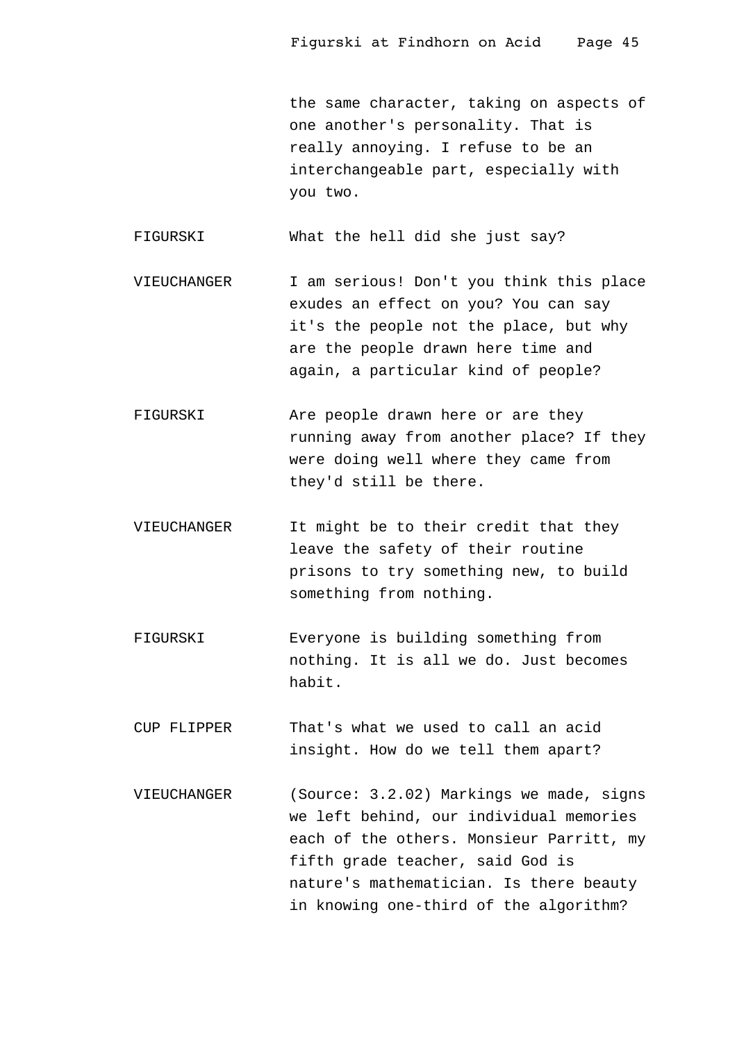the same character, taking on aspects of one another's personality. That is really annoying. I refuse to be an interchangeable part, especially with you two.

FIGURSKI — What the hell did she just say?

VIEUCHANGER — I am serious! Don't you think this place exudes an effect on you? You can say it's the people not the place, but why are the people drawn here time and again, a particular kind of people?

FIGURSKI — Are people drawn here or are they running away from another place? If they were doing well where they came from they'd still be there.

VIEUCHANGER — It might be to their credit that they leave the safety of their routine prisons to try something new, to build something from nothing.

FIGURSKI — Everyone is building something from nothing. It is all we do. Just becomes habit.

CUP FLIPPER — That's what we used to call an acid insight. How do we tell them apart?

VIEUCHANGER — (Source: 3.2.02) Markings we made, signs we left behind, our individual memories each of the others. Monsieur Parritt, my fifth grade teacher, said God is nature's mathematician. Is there beauty in knowing one-third of the algorithm?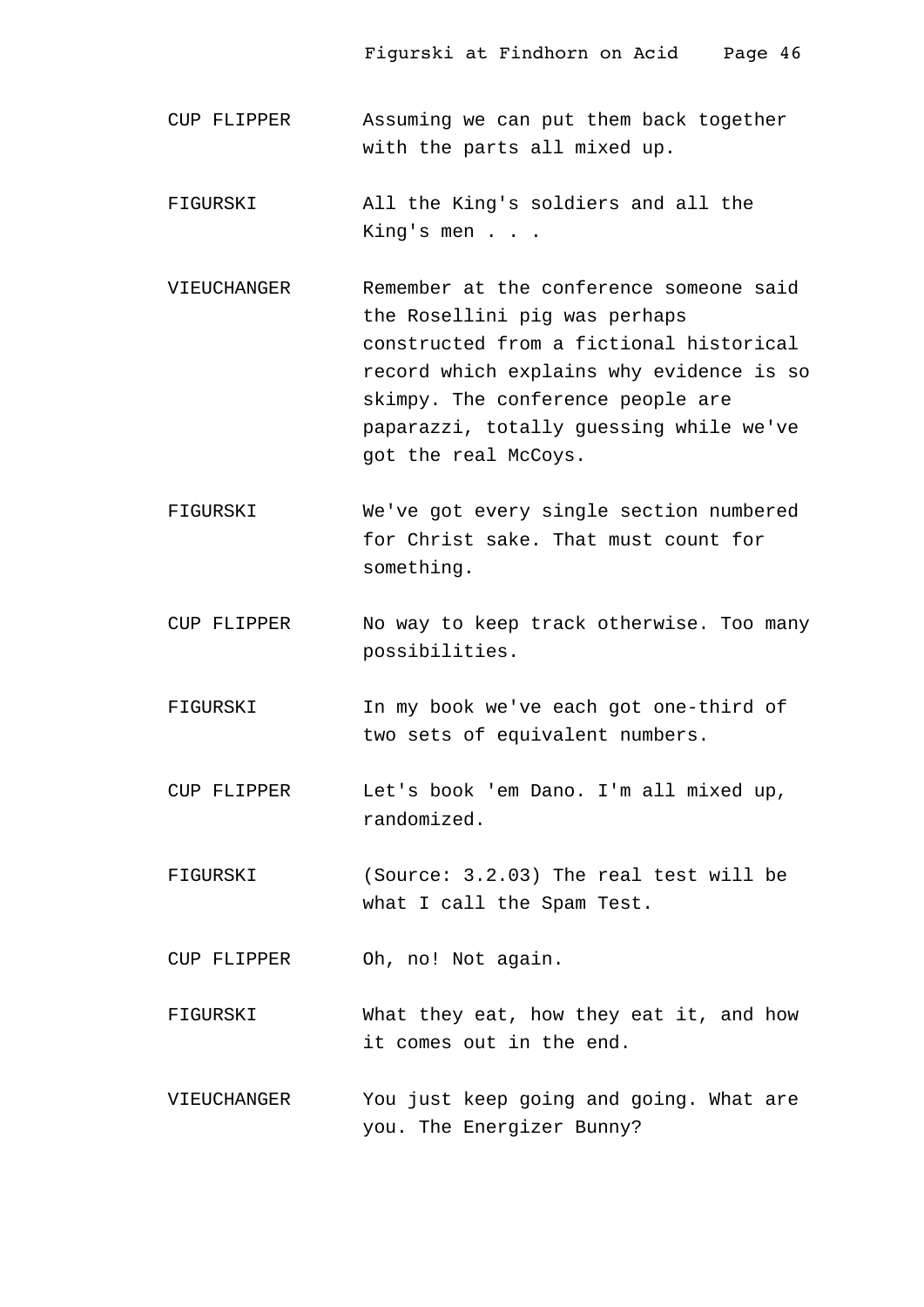CUP FLIPPER Assuming we can put them back together with the parts all mixed up.

FIGURSKI All the King's soldiers and all the King's men . . .

VIEUCHANGER Remember at the conference someone said the Rosellini pig was perhaps constructed from a fictional historical record which explains why evidence is so skimpy. The conference people are paparazzi, totally guessing while we've got the real McCoys.

FIGURSKI We've got every single section numbered for Christ sake. That must count for something.

CUP FLIPPER No way to keep track otherwise. Too many possibilities.

FIGURSKI In my book we've each got one-third of two sets of equivalent numbers.

CUP FLIPPER Let's book 'em Dano. I'm all mixed up, randomized.

FIGURSKI (Source: 3.2.03) The real test will be what I call the Spam Test.

CUP FLIPPER Oh, no! Not again.

FIGURSKI What they eat, how they eat it, and how it comes out in the end.

VIEUCHANGER You just keep going and going. What are you. The Energizer Bunny?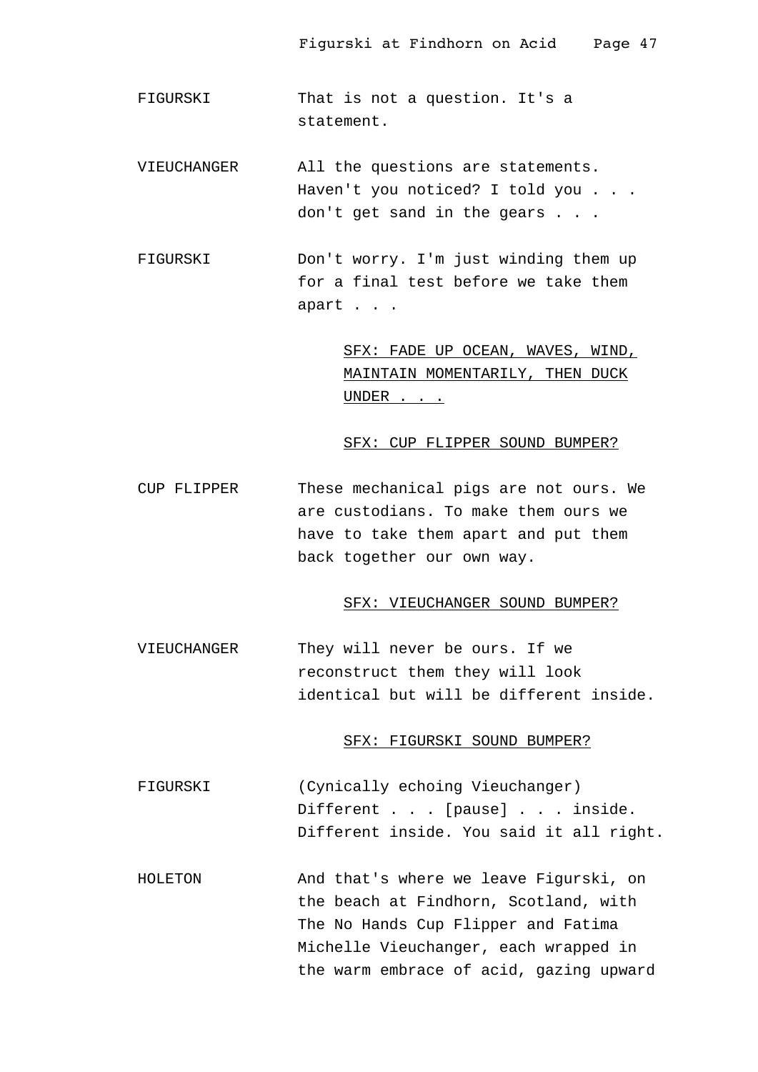FIGURSKI That is not a question. It's a statement.

VIEUCHANGER All the questions are statements. Haven't you noticed? I told you . . . don't get sand in the gears . . .

FIGURSKI Don't worry. I'm just winding them up for a final test before we take them apart . . .

<u>SFX: FADE UP OCEAN, WAVES, WIND, MAINTAIN MOMENTARILY, THEN DUCK UNDER . . .</u>

<u>SFX: CUP FLIPPER SOUND BUMPER?</u>

CUP FLIPPER These mechanical pigs are not ours. We are custodians. To make them ours we have to take them apart and put them back together our own way.

<u>SFX: VIEUCHANGER SOUND BUMPER?</u>

VIEUCHANGER They will never be ours. If we reconstruct them they will look identical but will be different inside.

<u>SFX: FIGURSKI SOUND BUMPER?</u>

FIGURSKI (Cynically echoing Vieuchanger) Different . . . [pause] . . . inside. Different inside. You said it all right.

HOLETON And that's where we leave Figurski, on the beach at Findhorn, Scotland, with The No Hands Cup Flipper and Fatima Michelle Vieuchanger, each wrapped in the warm embrace of acid, gazing upward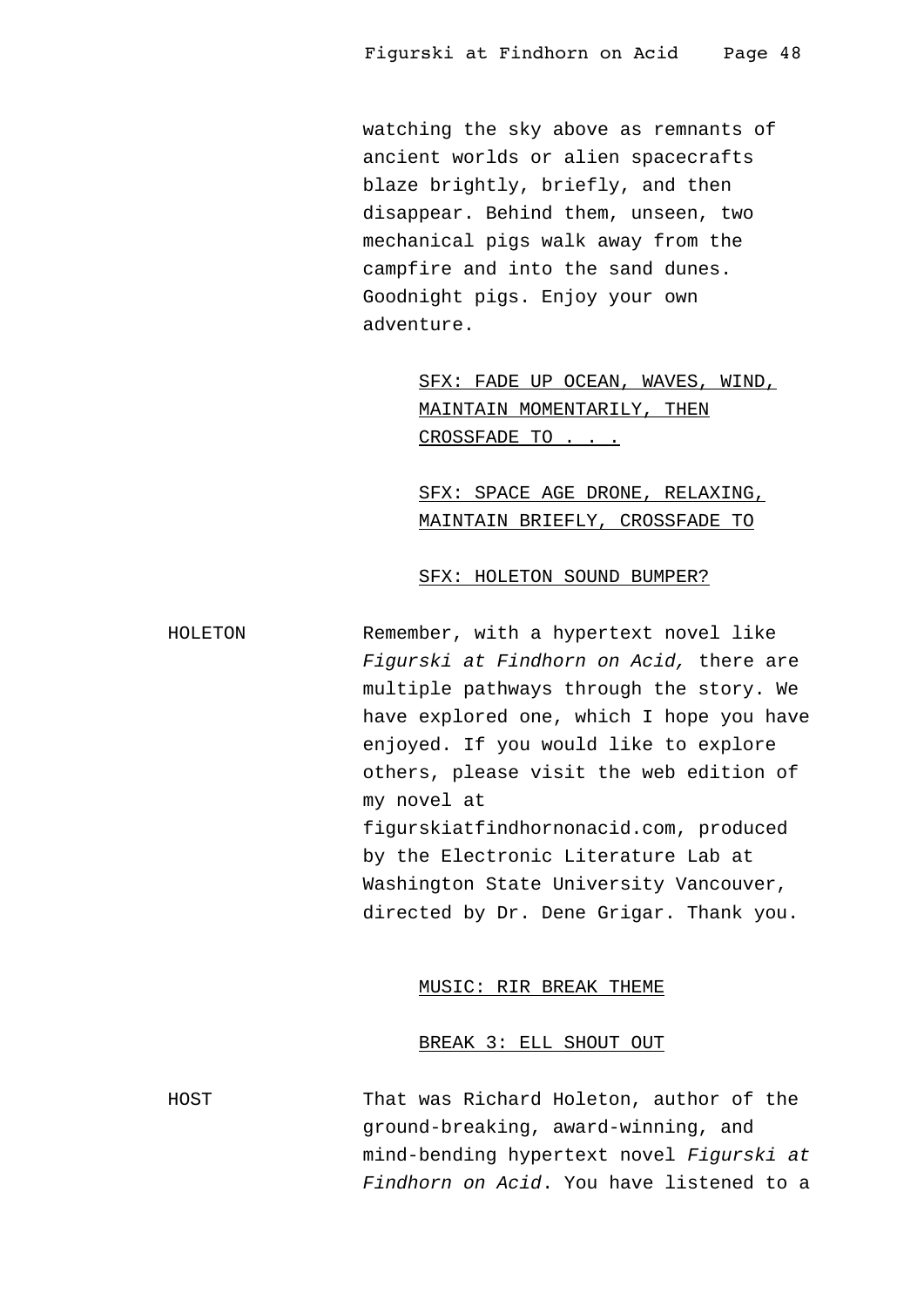watching the sky above as remnants of ancient worlds or alien spacecrafts blaze brightly, briefly, and then disappear. Behind them, unseen, two mechanical pigs walk away from the campfire and into the sand dunes. Goodnight pigs. Enjoy your own adventure.

SFX: FADE UP OCEAN, WAVES, WIND, MAINTAIN MOMENTARILY, THEN CROSSFADE TO . . .

SFX: SPACE AGE DRONE, RELAXING, MAINTAIN BRIEFLY, CROSSFADE TO

SFX: HOLETON SOUND BUMPER?

HOLETON — Remember, with a hypertext novel like *Figurski at Findhorn on Acid,* there are multiple pathways through the story. We have explored one, which I hope you have enjoyed. If you would like to explore others, please visit the web edition of my novel at figurskiatfindhornonacid.com, produced by the Electronic Literature Lab at Washington State University Vancouver, directed by Dr. Dene Grigar. Thank you.

MUSIC: RIR BREAK THEME

BREAK 3: ELL SHOUT OUT

HOST — That was Richard Holeton, author of the ground-breaking, award-winning, and mind-bending hypertext novel *Figurski at Findhorn on Acid*. You have listened to a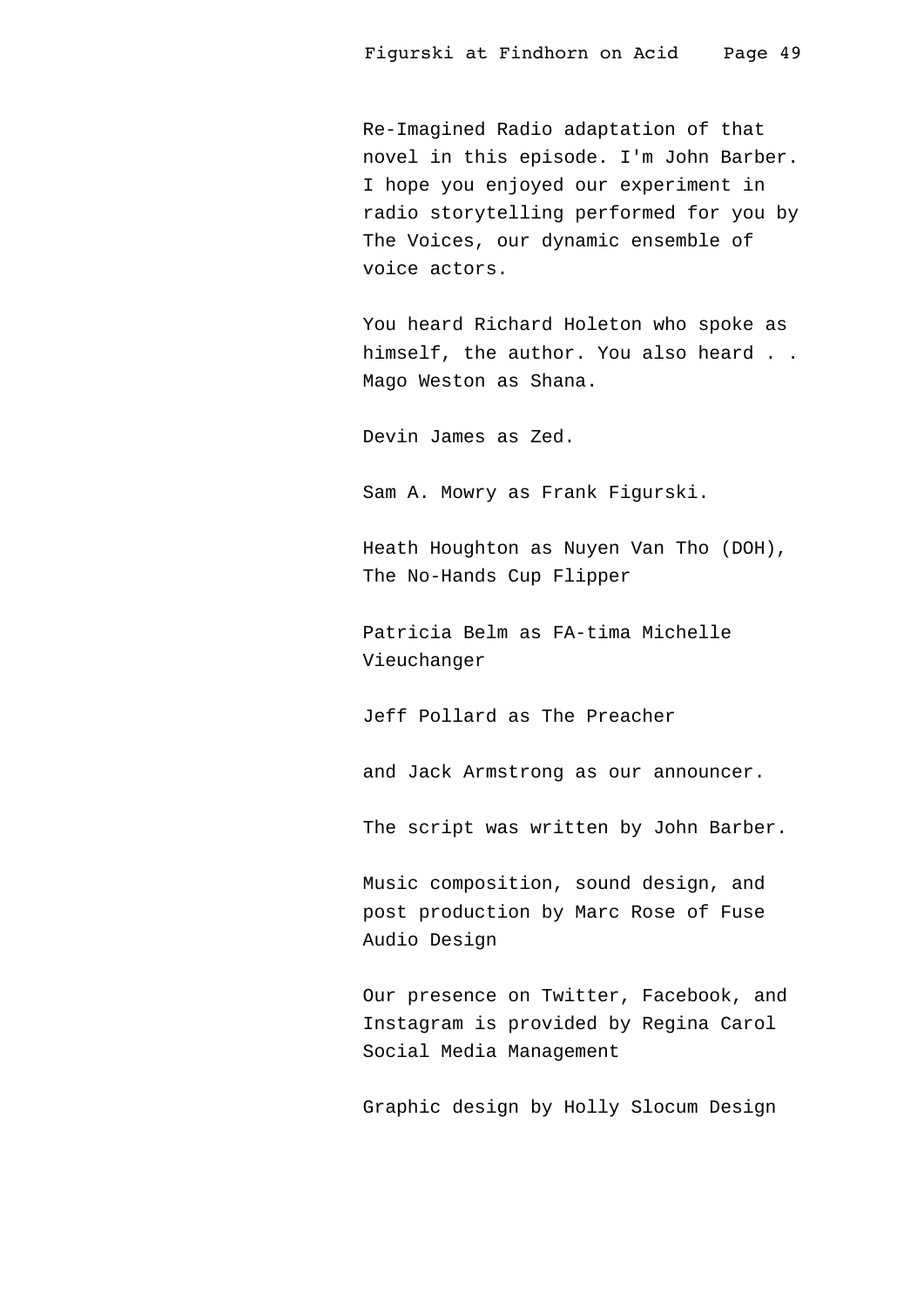Re-Imagined Radio adaptation of that novel in this episode. I'm John Barber. I hope you enjoyed our experiment in radio storytelling performed for you by The Voices, our dynamic ensemble of voice actors.

You heard Richard Holeton who spoke as himself, the author. You also heard . . Mago Weston as Shana.

Devin James as Zed.

Sam A. Mowry as Frank Figurski.

Heath Houghton as Nuyen Van Tho (DOH), The No-Hands Cup Flipper

Patricia Belm as FA-tima Michelle Vieuchanger

Jeff Pollard as The Preacher

and Jack Armstrong as our announcer.

The script was written by John Barber.

Music composition, sound design, and post production by Marc Rose of Fuse Audio Design

Our presence on Twitter, Facebook, and Instagram is provided by Regina Carol Social Media Management

Graphic design by Holly Slocum Design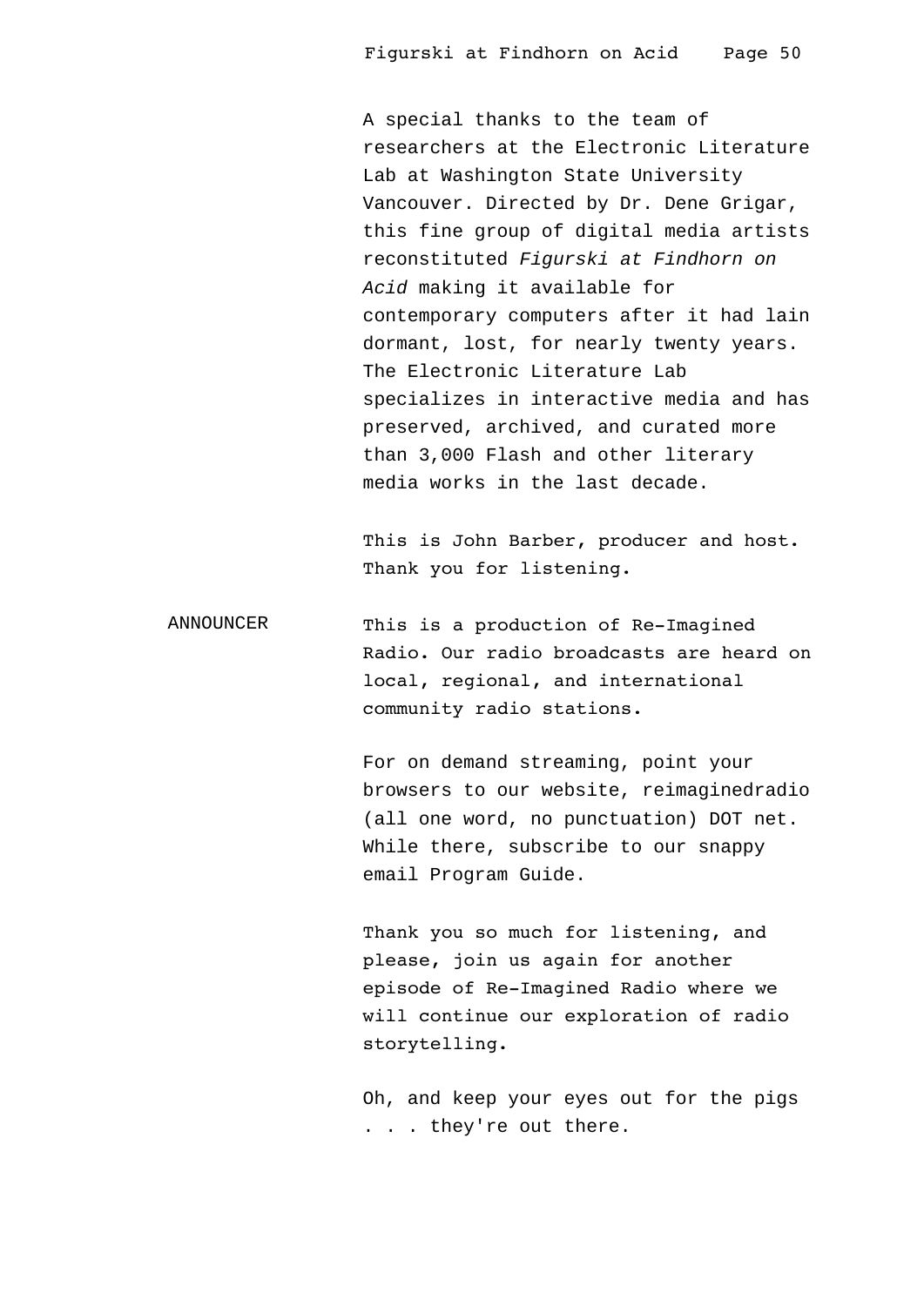A special thanks to the team of researchers at the Electronic Literature Lab at Washington State University Vancouver. Directed by Dr. Dene Grigar, this fine group of digital media artists reconstituted *Figurski at Findhorn on Acid* making it available for contemporary computers after it had lain dormant, lost, for nearly twenty years. The Electronic Literature Lab specializes in interactive media and has preserved, archived, and curated more than 3,000 Flash and other literary media works in the last decade.

This is John Barber, producer and host. Thank you for listening.

ANNOUNCER

This is a production of Re-Imagined Radio. Our radio broadcasts are heard on local, regional, and international community radio stations.

For on demand streaming, point your browsers to our website, reimaginedradio (all one word, no punctuation) DOT net. While there, subscribe to our snappy email Program Guide.

Thank you so much for listening, and please, join us again for another episode of Re-Imagined Radio where we will continue our exploration of radio storytelling.

Oh, and keep your eyes out for the pigs . . . they're out there.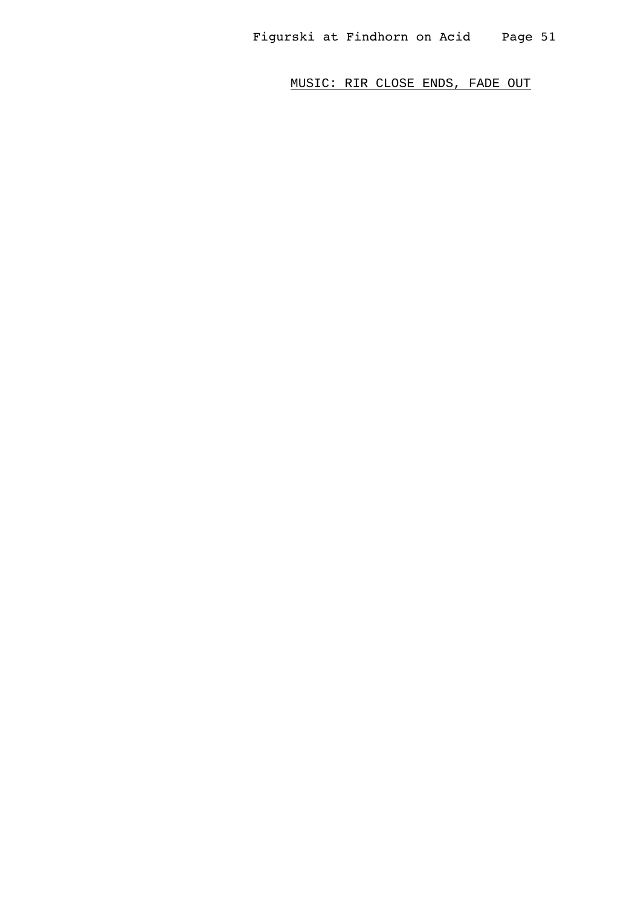<u>MUSIC: RIR CLOSE ENDS, FADE OUT</u>